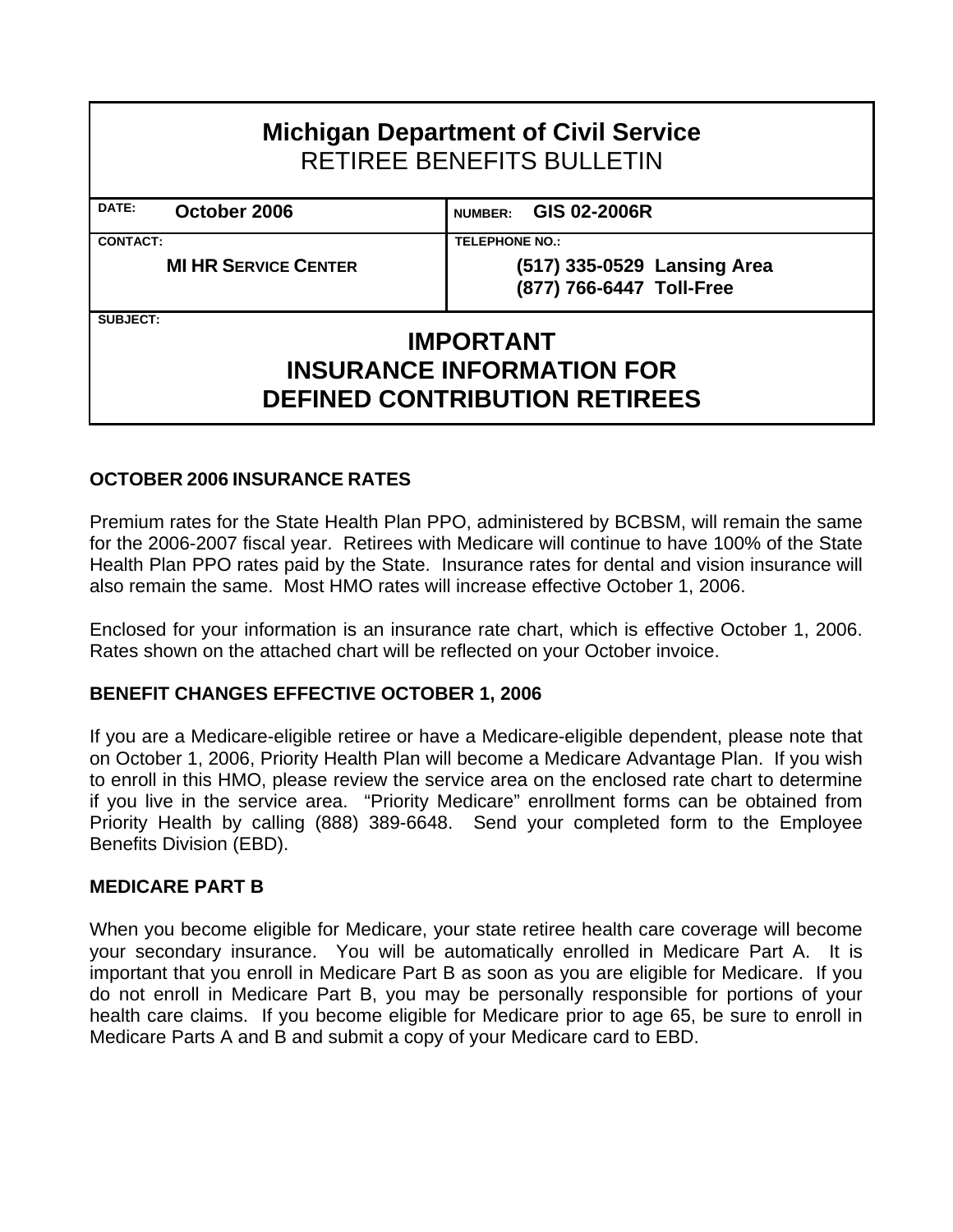# Michigan Department of Civil Service
## RETIREE BENEFITS BULLETIN

| DATE: October 2006 | NUMBER: GIS 02-2006R |
| --- | --- |
| CONTACT: MI HR SERVICE CENTER | TELEPHONE NO.: (517) 335-0529 Lansing Area<br>(877) 766-6447 Toll-Free |

SUBJECT:

## IMPORTANT INSURANCE INFORMATION FOR DEFINED CONTRIBUTION RETIREES

**OCTOBER 2006 INSURANCE RATES**

Premium rates for the State Health Plan PPO, administered by BCBSM, will remain the same for the 2006-2007 fiscal year. Retirees with Medicare will continue to have 100% of the State Health Plan PPO rates paid by the State. Insurance rates for dental and vision insurance will also remain the same. Most HMO rates will increase effective October 1, 2006.

Enclosed for your information is an insurance rate chart, which is effective October 1, 2006. Rates shown on the attached chart will be reflected on your October invoice.

**BENEFIT CHANGES EFFECTIVE OCTOBER 1, 2006**

If you are a Medicare-eligible retiree or have a Medicare-eligible dependent, please note that on October 1, 2006, Priority Health Plan will become a Medicare Advantage Plan. If you wish to enroll in this HMO, please review the service area on the enclosed rate chart to determine if you live in the service area. "Priority Medicare" enrollment forms can be obtained from Priority Health by calling (888) 389-6648. Send your completed form to the Employee Benefits Division (EBD).

**MEDICARE PART B**

When you become eligible for Medicare, your state retiree health care coverage will become your secondary insurance. You will be automatically enrolled in Medicare Part A. It is important that you enroll in Medicare Part B as soon as you are eligible for Medicare. If you do not enroll in Medicare Part B, you may be personally responsible for portions of your health care claims. If you become eligible for Medicare prior to age 65, be sure to enroll in Medicare Parts A and B and submit a copy of your Medicare card to EBD.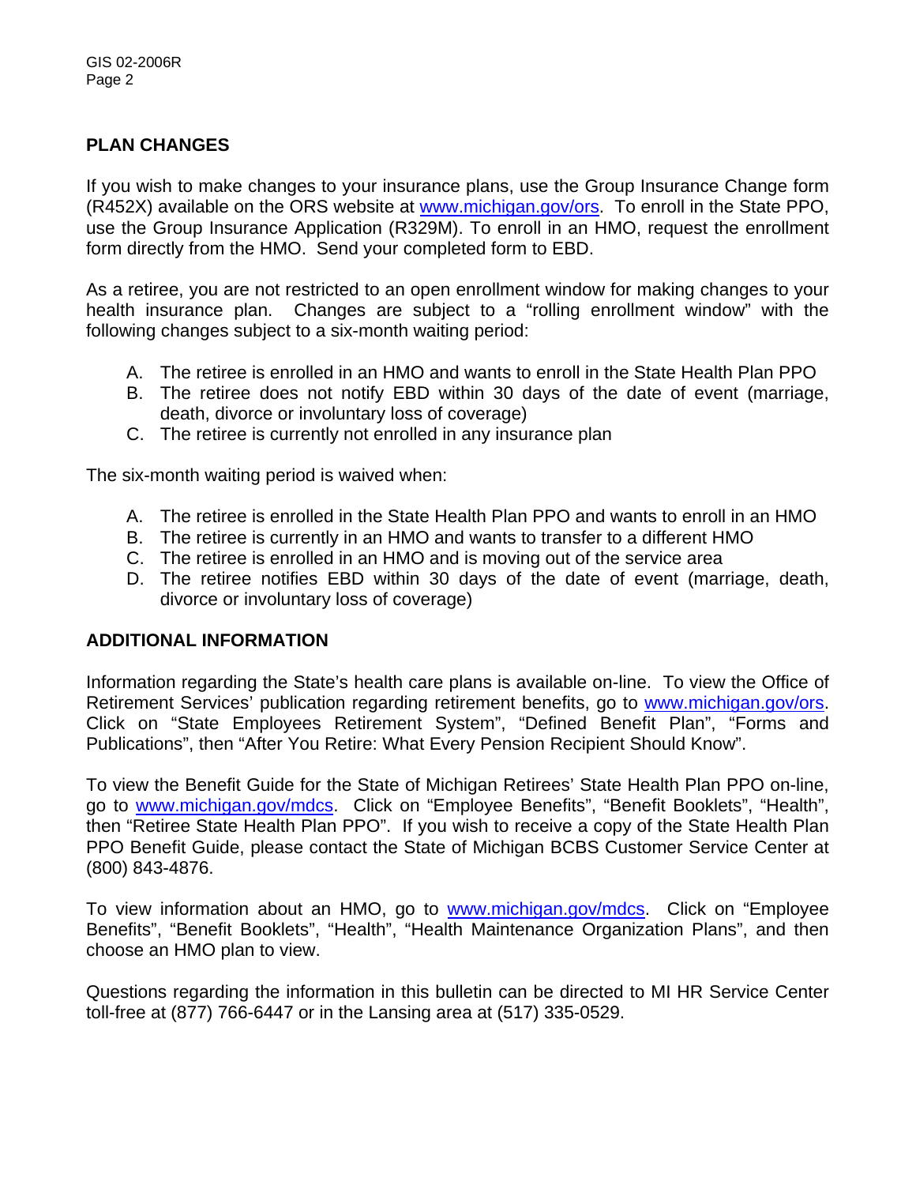## PLAN CHANGES

If you wish to make changes to your insurance plans, use the Group Insurance Change form (R452X) available on the ORS website at www.michigan.gov/ors. To enroll in the State PPO, use the Group Insurance Application (R329M). To enroll in an HMO, request the enrollment form directly from the HMO. Send your completed form to EBD.

As a retiree, you are not restricted to an open enrollment window for making changes to your health insurance plan. Changes are subject to a "rolling enrollment window" with the following changes subject to a six-month waiting period:

A. The retiree is enrolled in an HMO and wants to enroll in the State Health Plan PPO
B. The retiree does not notify EBD within 30 days of the date of event (marriage, death, divorce or involuntary loss of coverage)
C. The retiree is currently not enrolled in any insurance plan

The six-month waiting period is waived when:

A. The retiree is enrolled in the State Health Plan PPO and wants to enroll in an HMO
B. The retiree is currently in an HMO and wants to transfer to a different HMO
C. The retiree is enrolled in an HMO and is moving out of the service area
D. The retiree notifies EBD within 30 days of the date of event (marriage, death, divorce or involuntary loss of coverage)

## ADDITIONAL INFORMATION

Information regarding the State's health care plans is available on-line. To view the Office of Retirement Services' publication regarding retirement benefits, go to www.michigan.gov/ors. Click on "State Employees Retirement System", "Defined Benefit Plan", "Forms and Publications", then "After You Retire: What Every Pension Recipient Should Know".

To view the Benefit Guide for the State of Michigan Retirees' State Health Plan PPO on-line, go to www.michigan.gov/mdcs. Click on "Employee Benefits", "Benefit Booklets", "Health", then "Retiree State Health Plan PPO". If you wish to receive a copy of the State Health Plan PPO Benefit Guide, please contact the State of Michigan BCBS Customer Service Center at (800) 843-4876.

To view information about an HMO, go to www.michigan.gov/mdcs. Click on "Employee Benefits", "Benefit Booklets", "Health", "Health Maintenance Organization Plans", and then choose an HMO plan to view.

Questions regarding the information in this bulletin can be directed to MI HR Service Center toll-free at (877) 766-6447 or in the Lansing area at (517) 335-0529.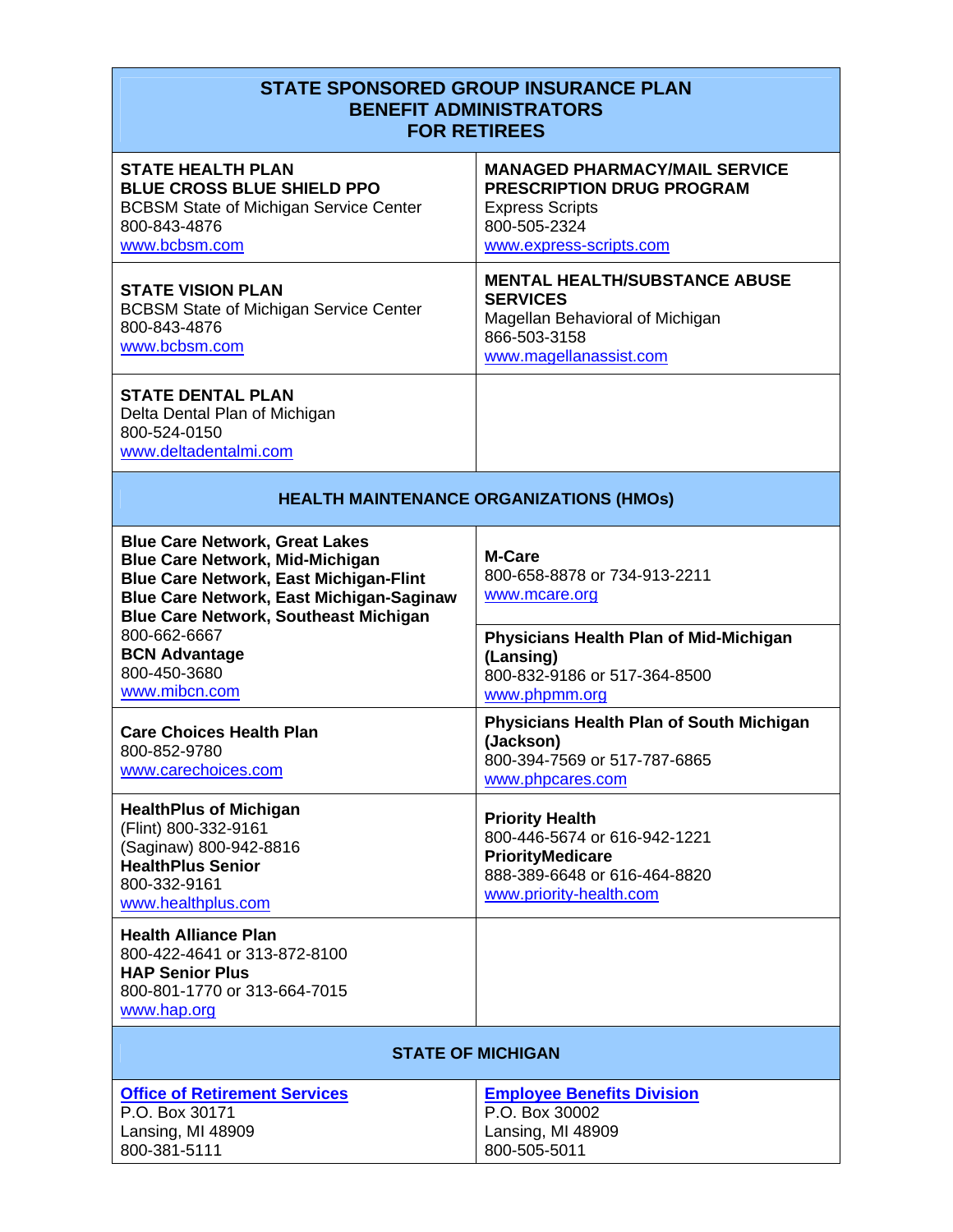# STATE SPONSORED GROUP INSURANCE PLAN BENEFIT ADMINISTRATORS FOR RETIREES

| | |
|---|---|
| **STATE HEALTH PLAN**<br>**BLUE CROSS BLUE SHIELD PPO**<br>BCBSM State of Michigan Service Center<br>800-843-4876<br>www.bcbsm.com | **MANAGED PHARMACY/MAIL SERVICE PRESCRIPTION DRUG PROGRAM**<br>Express Scripts<br>800-505-2324<br>www.express-scripts.com |
| **STATE VISION PLAN**<br>BCBSM State of Michigan Service Center<br>800-843-4876<br>www.bcbsm.com | **MENTAL HEALTH/SUBSTANCE ABUSE SERVICES**<br>Magellan Behavioral of Michigan<br>866-503-3158<br>www.magellanassist.com |
| **STATE DENTAL PLAN**<br>Delta Dental Plan of Michigan<br>800-524-0150<br>www.deltadentalmi.com | |

## HEALTH MAINTENANCE ORGANIZATIONS (HMOs)

| | |
|---|---|
| **Blue Care Network, Great Lakes**<br>**Blue Care Network, Mid-Michigan**<br>**Blue Care Network, East Michigan-Flint**<br>**Blue Care Network, East Michigan-Saginaw**<br>**Blue Care Network, Southeast Michigan**<br>800-662-6667<br>**BCN Advantage**<br>800-450-3680<br>www.mibcn.com | **M-Care**<br>800-658-8878 or 734-913-2211<br>www.mcare.org<br><br>**Physicians Health Plan of Mid-Michigan (Lansing)**<br>800-832-9186 or 517-364-8500<br>www.phpmm.org |
| **Care Choices Health Plan**<br>800-852-9780<br>www.carechoices.com | **Physicians Health Plan of South Michigan (Jackson)**<br>800-394-7569 or 517-787-6865<br>www.phpcares.com |
| **HealthPlus of Michigan**<br>(Flint) 800-332-9161<br>(Saginaw) 800-942-8816<br>**HealthPlus Senior**<br>800-332-9161<br>www.healthplus.com | **Priority Health**<br>800-446-5674 or 616-942-1221<br>**PriorityMedicare**<br>888-389-6648 or 616-464-8820<br>www.priority-health.com |
| **Health Alliance Plan**<br>800-422-4641 or 313-872-8100<br>**HAP Senior Plus**<br>800-801-1770 or 313-664-7015<br>www.hap.org | |

## STATE OF MICHIGAN

| | |
|---|---|
| **Office of Retirement Services**<br>P.O. Box 30171<br>Lansing, MI 48909<br>800-381-5111 | **Employee Benefits Division**<br>P.O. Box 30002<br>Lansing, MI 48909<br>800-505-5011 |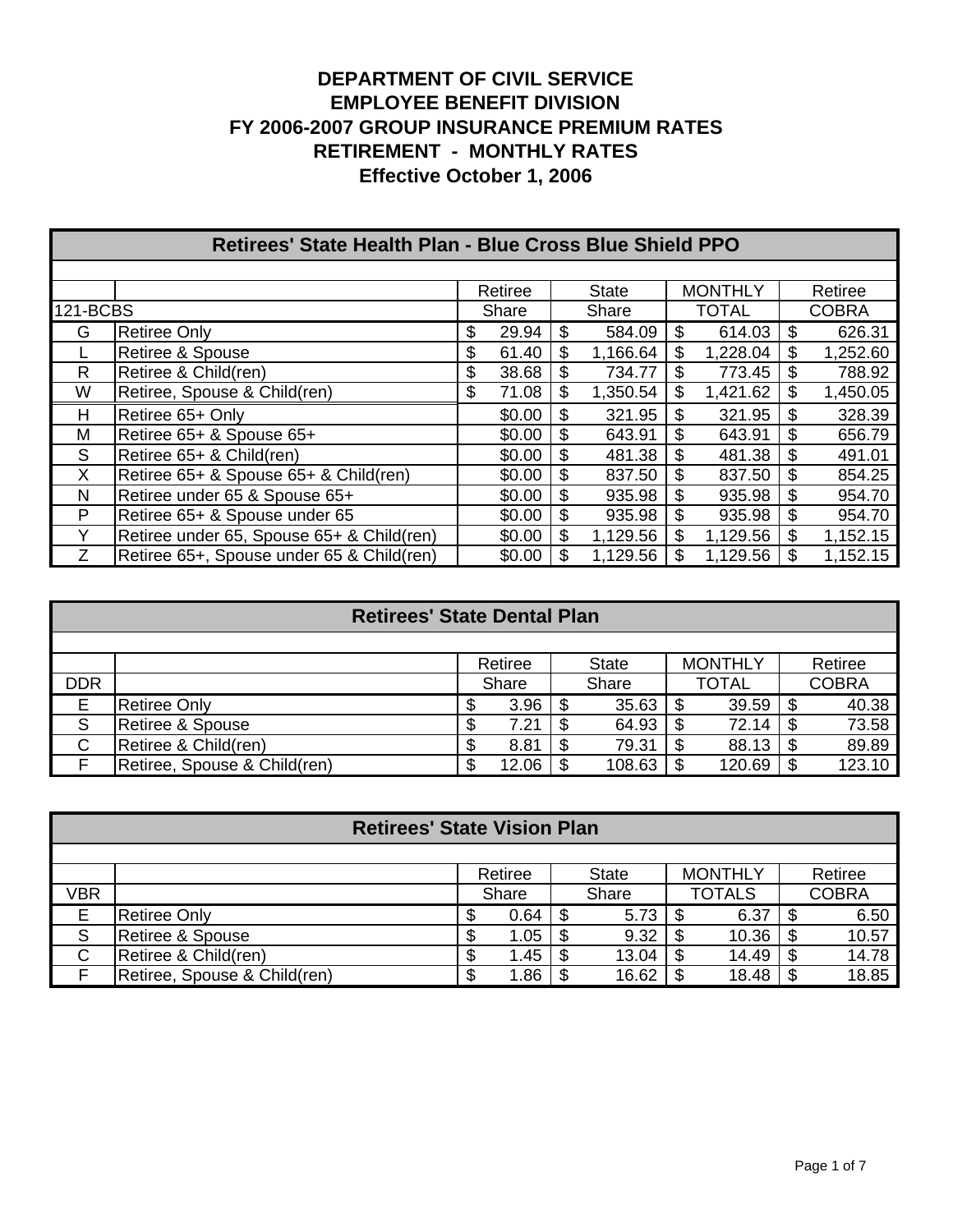# DEPARTMENT OF CIVIL SERVICE
## EMPLOYEE BENEFIT DIVISION
## FY 2006-2007 GROUP INSURANCE PREMIUM RATES
## RETIREMENT - MONTHLY RATES
## Effective October 1, 2006

| Retirees' State Health Plan - Blue Cross Blue Shield PPO | | | | | |
|---|---|---|---|---|---|
| | | Retiree | State | MONTHLY | Retiree |
| 121-BCBS | | Share | Share | TOTAL | COBRA |
| G | Retiree Only | $ 29.94 | $ 584.09 | $ 614.03 | $ 626.31 |
| L | Retiree & Spouse | $ 61.40 | $ 1,166.64 | $ 1,228.04 | $ 1,252.60 |
| R | Retiree & Child(ren) | $ 38.68 | $ 734.77 | $ 773.45 | $ 788.92 |
| W | Retiree, Spouse & Child(ren) | $ 71.08 | $ 1,350.54 | $ 1,421.62 | $ 1,450.05 |
| H | Retiree 65+ Only | $0.00 | $ 321.95 | $ 321.95 | $ 328.39 |
| M | Retiree 65+ & Spouse 65+ | $0.00 | $ 643.91 | $ 643.91 | $ 656.79 |
| S | Retiree 65+ & Child(ren) | $0.00 | $ 481.38 | $ 481.38 | $ 491.01 |
| X | Retiree 65+ & Spouse 65+ & Child(ren) | $0.00 | $ 837.50 | $ 837.50 | $ 854.25 |
| N | Retiree under 65 & Spouse 65+ | $0.00 | $ 935.98 | $ 935.98 | $ 954.70 |
| P | Retiree 65+ & Spouse under 65 | $0.00 | $ 935.98 | $ 935.98 | $ 954.70 |
| Y | Retiree under 65, Spouse 65+ & Child(ren) | $0.00 | $ 1,129.56 | $ 1,129.56 | $ 1,152.15 |
| Z | Retiree 65+, Spouse under 65 & Child(ren) | $0.00 | $ 1,129.56 | $ 1,129.56 | $ 1,152.15 |

| Retirees' State Dental Plan | | | | | |
|---|---|---|---|---|---|
| | | Retiree | State | MONTHLY | Retiree |
| DDR | | Share | Share | TOTAL | COBRA |
| E | Retiree Only | $ 3.96 | $ 35.63 | $ 39.59 | $ 40.38 |
| S | Retiree & Spouse | $ 7.21 | $ 64.93 | $ 72.14 | $ 73.58 |
| C | Retiree & Child(ren) | $ 8.81 | $ 79.31 | $ 88.13 | $ 89.89 |
| F | Retiree, Spouse & Child(ren) | $ 12.06 | $ 108.63 | $ 120.69 | $ 123.10 |

| Retirees' State Vision Plan | | | | | |
|---|---|---|---|---|---|
| | | Retiree | State | MONTHLY | Retiree |
| VBR | | Share | Share | TOTALS | COBRA |
| E | Retiree Only | $ 0.64 | $ 5.73 | $ 6.37 | $ 6.50 |
| S | Retiree & Spouse | $ 1.05 | $ 9.32 | $ 10.36 | $ 10.57 |
| C | Retiree & Child(ren) | $ 1.45 | $ 13.04 | $ 14.49 | $ 14.78 |
| F | Retiree, Spouse & Child(ren) | $ 1.86 | $ 16.62 | $ 18.48 | $ 18.85 |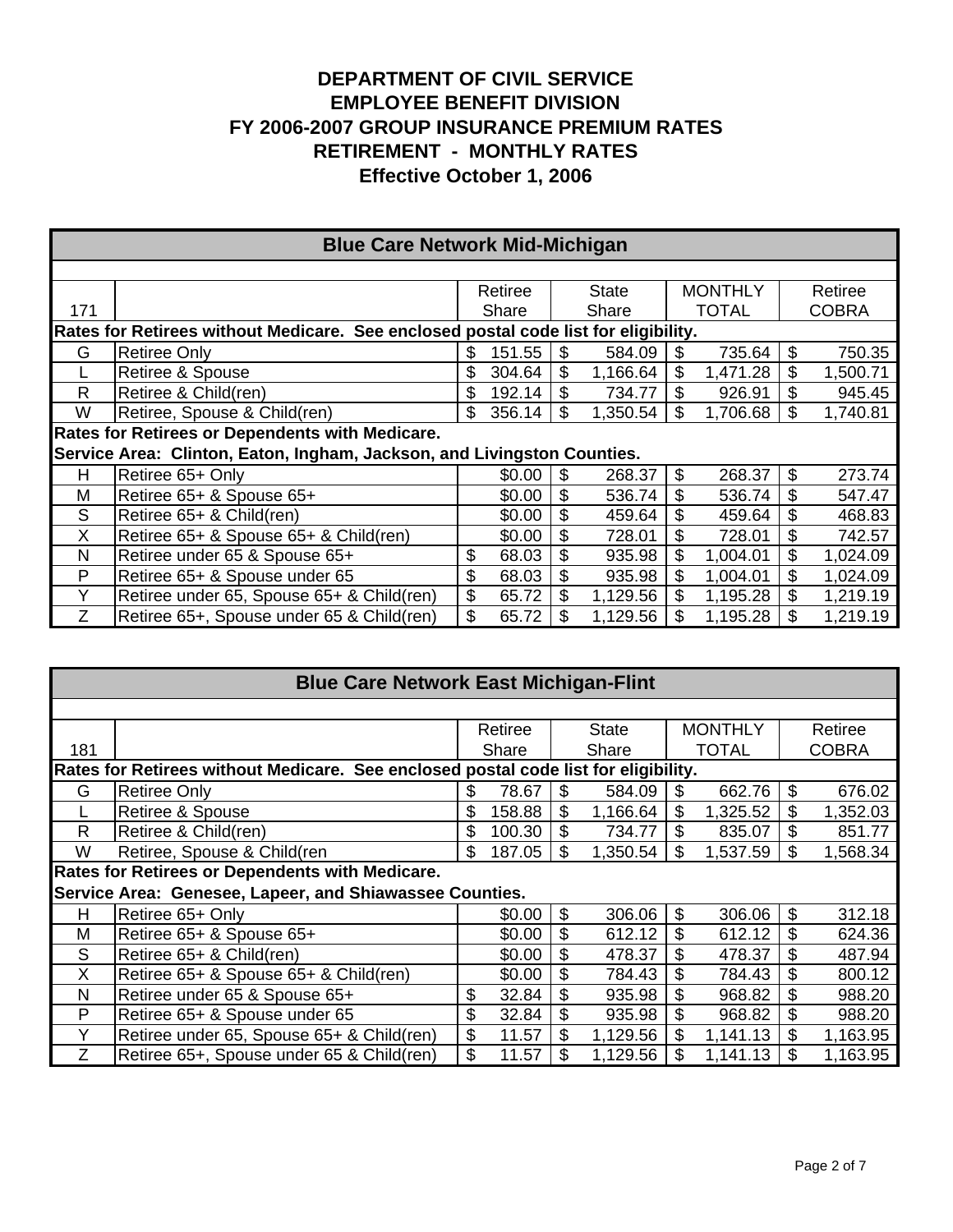# DEPARTMENT OF CIVIL SERVICE
## EMPLOYEE BENEFIT DIVISION
## FY 2006-2007 GROUP INSURANCE PREMIUM RATES
## RETIREMENT - MONTHLY RATES
## Effective October 1, 2006

| Blue Care Network Mid-Michigan | | | | | |
|---|---|---|---|---|---|
| 171 | | Retiree Share | State Share | MONTHLY TOTAL | Retiree COBRA |
| **Rates for Retirees without Medicare. See enclosed postal code list for eligibility.** | | | | | |
| G | Retiree Only | $ 151.55 | $ 584.09 | $ 735.64 | $ 750.35 |
| L | Retiree & Spouse | $ 304.64 | $ 1,166.64 | $ 1,471.28 | $ 1,500.71 |
| R | Retiree & Child(ren) | $ 192.14 | $ 734.77 | $ 926.91 | $ 945.45 |
| W | Retiree, Spouse & Child(ren) | $ 356.14 | $ 1,350.54 | $ 1,706.68 | $ 1,740.81 |
| **Rates for Retirees or Dependents with Medicare.** | | | | | |
| **Service Area: Clinton, Eaton, Ingham, Jackson, and Livingston Counties.** | | | | | |
| H | Retiree 65+ Only | $0.00 | $ 268.37 | $ 268.37 | $ 273.74 |
| M | Retiree 65+ & Spouse 65+ | $0.00 | $ 536.74 | $ 536.74 | $ 547.47 |
| S | Retiree 65+ & Child(ren) | $0.00 | $ 459.64 | $ 459.64 | $ 468.83 |
| X | Retiree 65+ & Spouse 65+ & Child(ren) | $0.00 | $ 728.01 | $ 728.01 | $ 742.57 |
| N | Retiree under 65 & Spouse 65+ | $ 68.03 | $ 935.98 | $ 1,004.01 | $ 1,024.09 |
| P | Retiree 65+ & Spouse under 65 | $ 68.03 | $ 935.98 | $ 1,004.01 | $ 1,024.09 |
| Y | Retiree under 65, Spouse 65+ & Child(ren) | $ 65.72 | $ 1,129.56 | $ 1,195.28 | $ 1,219.19 |
| Z | Retiree 65+, Spouse under 65 & Child(ren) | $ 65.72 | $ 1,129.56 | $ 1,195.28 | $ 1,219.19 |

| Blue Care Network East Michigan-Flint | | | | | |
|---|---|---|---|---|---|
| 181 | | Retiree Share | State Share | MONTHLY TOTAL | Retiree COBRA |
| **Rates for Retirees without Medicare. See enclosed postal code list for eligibility.** | | | | | |
| G | Retiree Only | $ 78.67 | $ 584.09 | $ 662.76 | $ 676.02 |
| L | Retiree & Spouse | $ 158.88 | $ 1,166.64 | $ 1,325.52 | $ 1,352.03 |
| R | Retiree & Child(ren) | $ 100.30 | $ 734.77 | $ 835.07 | $ 851.77 |
| W | Retiree, Spouse & Child(ren | $ 187.05 | $ 1,350.54 | $ 1,537.59 | $ 1,568.34 |
| **Rates for Retirees or Dependents with Medicare.** | | | | | |
| **Service Area: Genesee, Lapeer, and Shiawassee Counties.** | | | | | |
| H | Retiree 65+ Only | $0.00 | $ 306.06 | $ 306.06 | $ 312.18 |
| M | Retiree 65+ & Spouse 65+ | $0.00 | $ 612.12 | $ 612.12 | $ 624.36 |
| S | Retiree 65+ & Child(ren) | $0.00 | $ 478.37 | $ 478.37 | $ 487.94 |
| X | Retiree 65+ & Spouse 65+ & Child(ren) | $0.00 | $ 784.43 | $ 784.43 | $ 800.12 |
| N | Retiree under 65 & Spouse 65+ | $ 32.84 | $ 935.98 | $ 968.82 | $ 988.20 |
| P | Retiree 65+ & Spouse under 65 | $ 32.84 | $ 935.98 | $ 968.82 | $ 988.20 |
| Y | Retiree under 65, Spouse 65+ & Child(ren) | $ 11.57 | $ 1,129.56 | $ 1,141.13 | $ 1,163.95 |
| Z | Retiree 65+, Spouse under 65 & Child(ren) | $ 11.57 | $ 1,129.56 | $ 1,141.13 | $ 1,163.95 |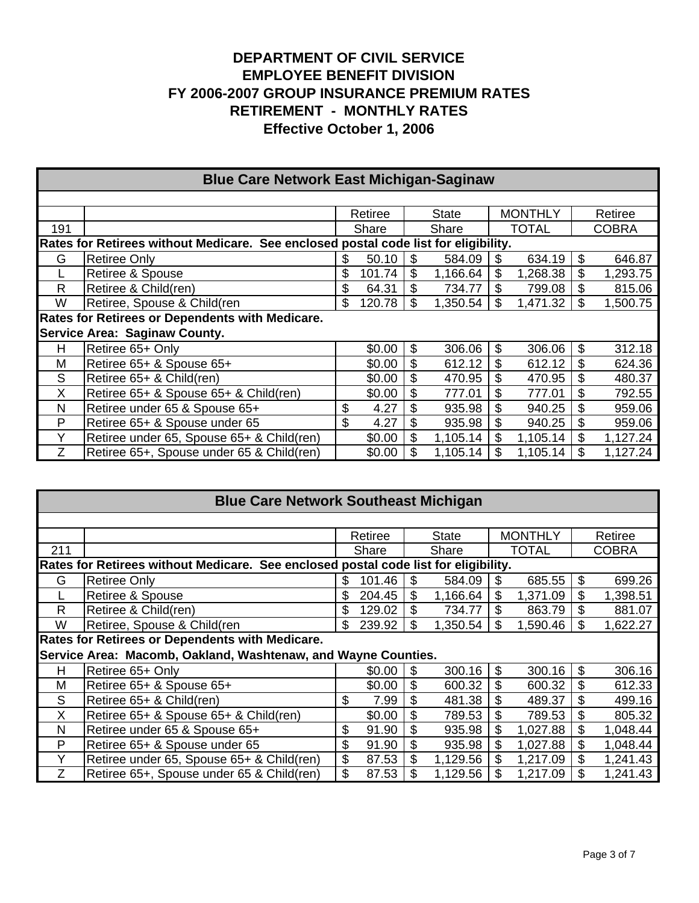# DEPARTMENT OF CIVIL SERVICE
## EMPLOYEE BENEFIT DIVISION
## FY 2006-2007 GROUP INSURANCE PREMIUM RATES
## RETIREMENT - MONTHLY RATES
## Effective October 1, 2006

| Blue Care Network East Michigan-Saginaw | | | | | |
|---|---|---|---|---|---|
| | | Retiree | State | MONTHLY | Retiree |
| 191 | | Share | Share | TOTAL | COBRA |
| **Rates for Retirees without Medicare. See enclosed postal code list for eligibility.** | | | | | |
| G | Retiree Only | $ 50.10 | $ 584.09 | $ 634.19 | $ 646.87 |
| L | Retiree & Spouse | $ 101.74 | $ 1,166.64 | $ 1,268.38 | $ 1,293.75 |
| R | Retiree & Child(ren) | $ 64.31 | $ 734.77 | $ 799.08 | $ 815.06 |
| W | Retiree, Spouse & Child(ren | $ 120.78 | $ 1,350.54 | $ 1,471.32 | $ 1,500.75 |
| **Rates for Retirees or Dependents with Medicare.** | | | | | |
| **Service Area: Saginaw County.** | | | | | |
| H | Retiree 65+ Only | $0.00 | $ 306.06 | $ 306.06 | $ 312.18 |
| M | Retiree 65+ & Spouse 65+ | $0.00 | $ 612.12 | $ 612.12 | $ 624.36 |
| S | Retiree 65+ & Child(ren) | $0.00 | $ 470.95 | $ 470.95 | $ 480.37 |
| X | Retiree 65+ & Spouse 65+ & Child(ren) | $0.00 | $ 777.01 | $ 777.01 | $ 792.55 |
| N | Retiree under 65 & Spouse 65+ | $ 4.27 | $ 935.98 | $ 940.25 | $ 959.06 |
| P | Retiree 65+ & Spouse under 65 | $ 4.27 | $ 935.98 | $ 940.25 | $ 959.06 |
| Y | Retiree under 65, Spouse 65+ & Child(ren) | $0.00 | $ 1,105.14 | $ 1,105.14 | $ 1,127.24 |
| Z | Retiree 65+, Spouse under 65 & Child(ren) | $0.00 | $ 1,105.14 | $ 1,105.14 | $ 1,127.24 |

| Blue Care Network Southeast Michigan | | | | | |
|---|---|---|---|---|---|
| | | Retiree | State | MONTHLY | Retiree |
| 211 | | Share | Share | TOTAL | COBRA |
| **Rates for Retirees without Medicare. See enclosed postal code list for eligibility.** | | | | | |
| G | Retiree Only | $ 101.46 | $ 584.09 | $ 685.55 | $ 699.26 |
| L | Retiree & Spouse | $ 204.45 | $ 1,166.64 | $ 1,371.09 | $ 1,398.51 |
| R | Retiree & Child(ren) | $ 129.02 | $ 734.77 | $ 863.79 | $ 881.07 |
| W | Retiree, Spouse & Child(ren | $ 239.92 | $ 1,350.54 | $ 1,590.46 | $ 1,622.27 |
| **Rates for Retirees or Dependents with Medicare.** | | | | | |
| **Service Area: Macomb, Oakland, Washtenaw, and Wayne Counties.** | | | | | |
| H | Retiree 65+ Only | $0.00 | $ 300.16 | $ 300.16 | $ 306.16 |
| M | Retiree 65+ & Spouse 65+ | $0.00 | $ 600.32 | $ 600.32 | $ 612.33 |
| S | Retiree 65+ & Child(ren) | $ 7.99 | $ 481.38 | $ 489.37 | $ 499.16 |
| X | Retiree 65+ & Spouse 65+ & Child(ren) | $0.00 | $ 789.53 | $ 789.53 | $ 805.32 |
| N | Retiree under 65 & Spouse 65+ | $ 91.90 | $ 935.98 | $ 1,027.88 | $ 1,048.44 |
| P | Retiree 65+ & Spouse under 65 | $ 91.90 | $ 935.98 | $ 1,027.88 | $ 1,048.44 |
| Y | Retiree under 65, Spouse 65+ & Child(ren) | $ 87.53 | $ 1,129.56 | $ 1,217.09 | $ 1,241.43 |
| Z | Retiree 65+, Spouse under 65 & Child(ren) | $ 87.53 | $ 1,129.56 | $ 1,217.09 | $ 1,241.43 |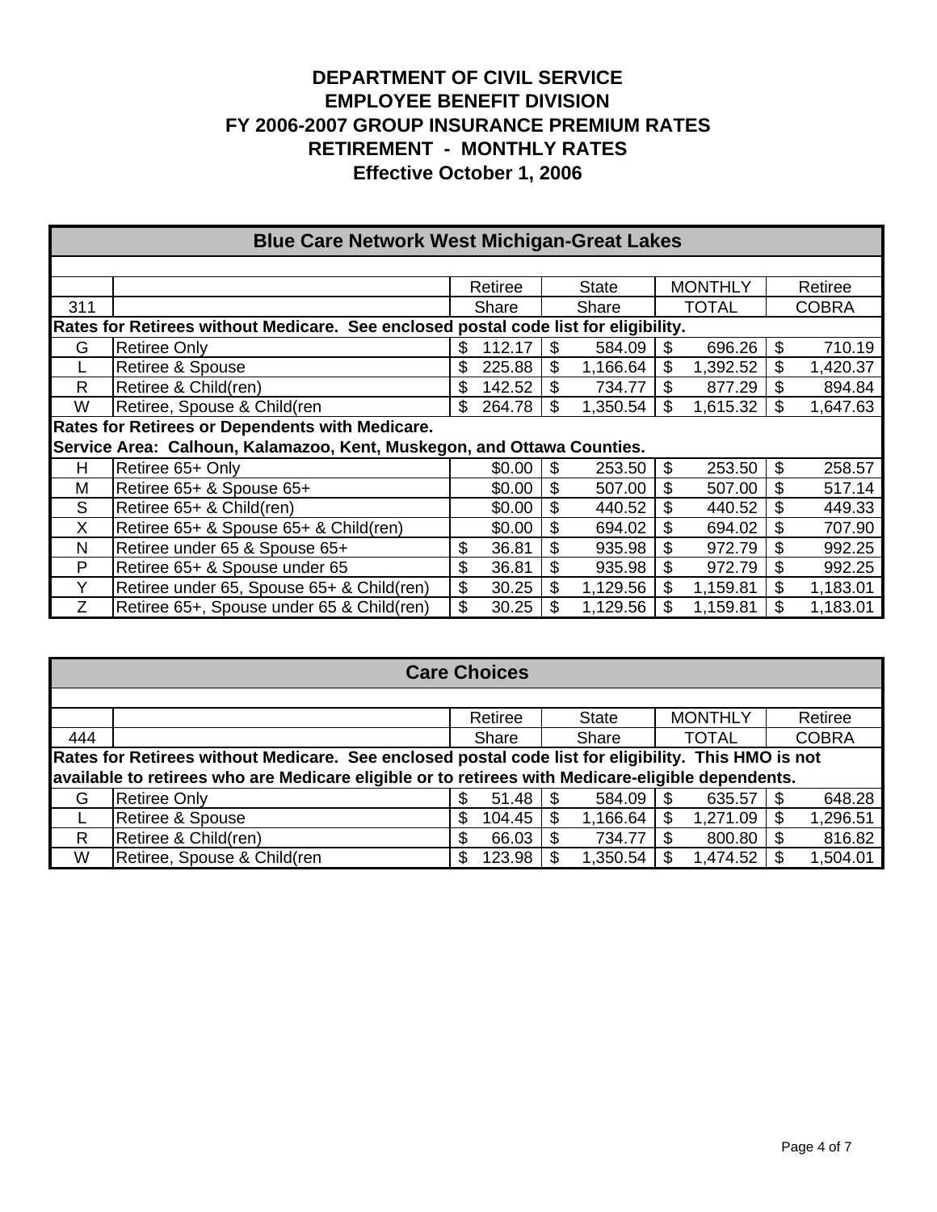# DEPARTMENT OF CIVIL SERVICE
# EMPLOYEE BENEFIT DIVISION
# FY 2006-2007 GROUP INSURANCE PREMIUM RATES
# RETIREMENT - MONTHLY RATES
# Effective October 1, 2006

| Blue Care Network West Michigan-Great Lakes | | | | | |
|---|---|---|---|---|---|
| | | Retiree | State | MONTHLY | Retiree |
| 311 | | Share | Share | TOTAL | COBRA |
| **Rates for Retirees without Medicare. See enclosed postal code list for eligibility.** | | | | | |
| G | Retiree Only | $ 112.17 | $ 584.09 | $ 696.26 | $ 710.19 |
| L | Retiree & Spouse | $ 225.88 | $ 1,166.64 | $ 1,392.52 | $ 1,420.37 |
| R | Retiree & Child(ren) | $ 142.52 | $ 734.77 | $ 877.29 | $ 894.84 |
| W | Retiree, Spouse & Child(ren | $ 264.78 | $ 1,350.54 | $ 1,615.32 | $ 1,647.63 |
| **Rates for Retirees or Dependents with Medicare.** | | | | | |
| **Service Area: Calhoun, Kalamazoo, Kent, Muskegon, and Ottawa Counties.** | | | | | |
| H | Retiree 65+ Only | $0.00 | $ 253.50 | $ 253.50 | $ 258.57 |
| M | Retiree 65+ & Spouse 65+ | $0.00 | $ 507.00 | $ 507.00 | $ 517.14 |
| S | Retiree 65+ & Child(ren) | $0.00 | $ 440.52 | $ 440.52 | $ 449.33 |
| X | Retiree 65+ & Spouse 65+ & Child(ren) | $0.00 | $ 694.02 | $ 694.02 | $ 707.90 |
| N | Retiree under 65 & Spouse 65+ | $ 36.81 | $ 935.98 | $ 972.79 | $ 992.25 |
| P | Retiree 65+ & Spouse under 65 | $ 36.81 | $ 935.98 | $ 972.79 | $ 992.25 |
| Y | Retiree under 65, Spouse 65+ & Child(ren) | $ 30.25 | $ 1,129.56 | $ 1,159.81 | $ 1,183.01 |
| Z | Retiree 65+, Spouse under 65 & Child(ren) | $ 30.25 | $ 1,129.56 | $ 1,159.81 | $ 1,183.01 |

| Care Choices | | | | | |
|---|---|---|---|---|---|
| | | Retiree | State | MONTHLY | Retiree |
| 444 | | Share | Share | TOTAL | COBRA |
| **Rates for Retirees without Medicare. See enclosed postal code list for eligibility. This HMO is not available to retirees who are Medicare eligible or to retirees with Medicare-eligible dependents.** | | | | | |
| G | Retiree Only | $ 51.48 | $ 584.09 | $ 635.57 | $ 648.28 |
| L | Retiree & Spouse | $ 104.45 | $ 1,166.64 | $ 1,271.09 | $ 1,296.51 |
| R | Retiree & Child(ren) | $ 66.03 | $ 734.77 | $ 800.80 | $ 816.82 |
| W | Retiree, Spouse & Child(ren | $ 123.98 | $ 1,350.54 | $ 1,474.52 | $ 1,504.01 |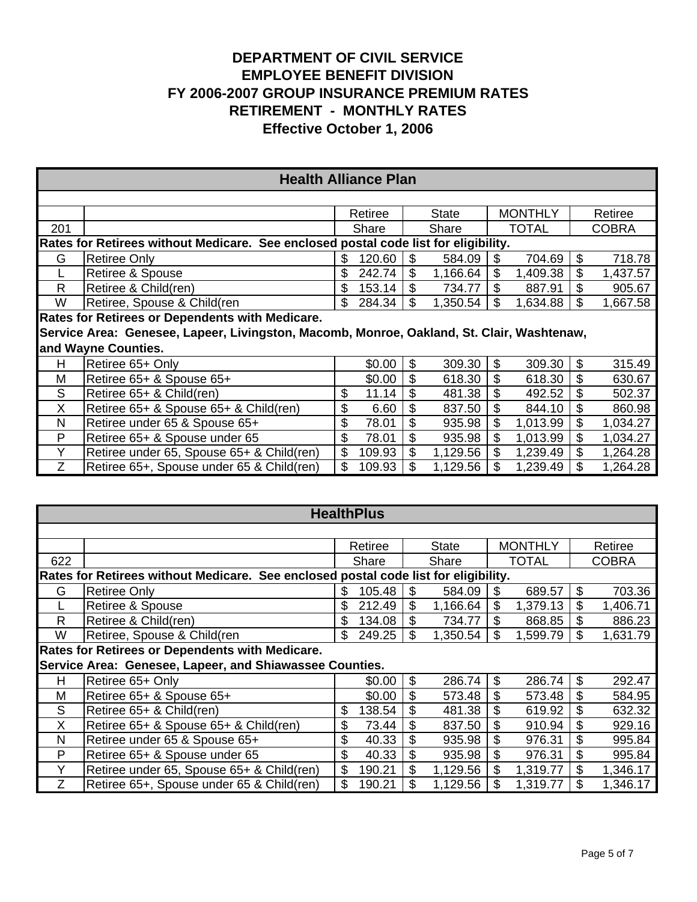# DEPARTMENT OF CIVIL SERVICE
## EMPLOYEE BENEFIT DIVISION
## FY 2006-2007 GROUP INSURANCE PREMIUM RATES
## RETIREMENT - MONTHLY RATES
## Effective October 1, 2006

| Health Alliance Plan | | | | | |
|---|---|---|---|---|---|
| | | Retiree | State | MONTHLY | Retiree |
| 201 | | Share | Share | TOTAL | COBRA |
| **Rates for Retirees without Medicare. See enclosed postal code list for eligibility.** | | | | | |
| G | Retiree Only | $ 120.60 | $ 584.09 | $ 704.69 | $ 718.78 |
| L | Retiree & Spouse | $ 242.74 | $ 1,166.64 | $ 1,409.38 | $ 1,437.57 |
| R | Retiree & Child(ren) | $ 153.14 | $ 734.77 | $ 887.91 | $ 905.67 |
| W | Retiree, Spouse & Child(ren | $ 284.34 | $ 1,350.54 | $ 1,634.88 | $ 1,667.58 |
| **Rates for Retirees or Dependents with Medicare. Service Area: Genesee, Lapeer, Livingston, Macomb, Monroe, Oakland, St. Clair, Washtenaw, and Wayne Counties.** | | | | | |
| H | Retiree 65+ Only | $0.00 | $ 309.30 | $ 309.30 | $ 315.49 |
| M | Retiree 65+ & Spouse 65+ | $0.00 | $ 618.30 | $ 618.30 | $ 630.67 |
| S | Retiree 65+ & Child(ren) | $ 11.14 | $ 481.38 | $ 492.52 | $ 502.37 |
| X | Retiree 65+ & Spouse 65+ & Child(ren) | $ 6.60 | $ 837.50 | $ 844.10 | $ 860.98 |
| N | Retiree under 65 & Spouse 65+ | $ 78.01 | $ 935.98 | $ 1,013.99 | $ 1,034.27 |
| P | Retiree 65+ & Spouse under 65 | $ 78.01 | $ 935.98 | $ 1,013.99 | $ 1,034.27 |
| Y | Retiree under 65, Spouse 65+ & Child(ren) | $ 109.93 | $ 1,129.56 | $ 1,239.49 | $ 1,264.28 |
| Z | Retiree 65+, Spouse under 65 & Child(ren) | $ 109.93 | $ 1,129.56 | $ 1,239.49 | $ 1,264.28 |

| HealthPlus | | | | | |
|---|---|---|---|---|---|
| | | Retiree | State | MONTHLY | Retiree |
| 622 | | Share | Share | TOTAL | COBRA |
| **Rates for Retirees without Medicare. See enclosed postal code list for eligibility.** | | | | | |
| G | Retiree Only | $ 105.48 | $ 584.09 | $ 689.57 | $ 703.36 |
| L | Retiree & Spouse | $ 212.49 | $ 1,166.64 | $ 1,379.13 | $ 1,406.71 |
| R | Retiree & Child(ren) | $ 134.08 | $ 734.77 | $ 868.85 | $ 886.23 |
| W | Retiree, Spouse & Child(ren | $ 249.25 | $ 1,350.54 | $ 1,599.79 | $ 1,631.79 |
| **Rates for Retirees or Dependents with Medicare. Service Area: Genesee, Lapeer, and Shiawassee Counties.** | | | | | |
| H | Retiree 65+ Only | $0.00 | $ 286.74 | $ 286.74 | $ 292.47 |
| M | Retiree 65+ & Spouse 65+ | $0.00 | $ 573.48 | $ 573.48 | $ 584.95 |
| S | Retiree 65+ & Child(ren) | $ 138.54 | $ 481.38 | $ 619.92 | $ 632.32 |
| X | Retiree 65+ & Spouse 65+ & Child(ren) | $ 73.44 | $ 837.50 | $ 910.94 | $ 929.16 |
| N | Retiree under 65 & Spouse 65+ | $ 40.33 | $ 935.98 | $ 976.31 | $ 995.84 |
| P | Retiree 65+ & Spouse under 65 | $ 40.33 | $ 935.98 | $ 976.31 | $ 995.84 |
| Y | Retiree under 65, Spouse 65+ & Child(ren) | $ 190.21 | $ 1,129.56 | $ 1,319.77 | $ 1,346.17 |
| Z | Retiree 65+, Spouse under 65 & Child(ren) | $ 190.21 | $ 1,129.56 | $ 1,319.77 | $ 1,346.17 |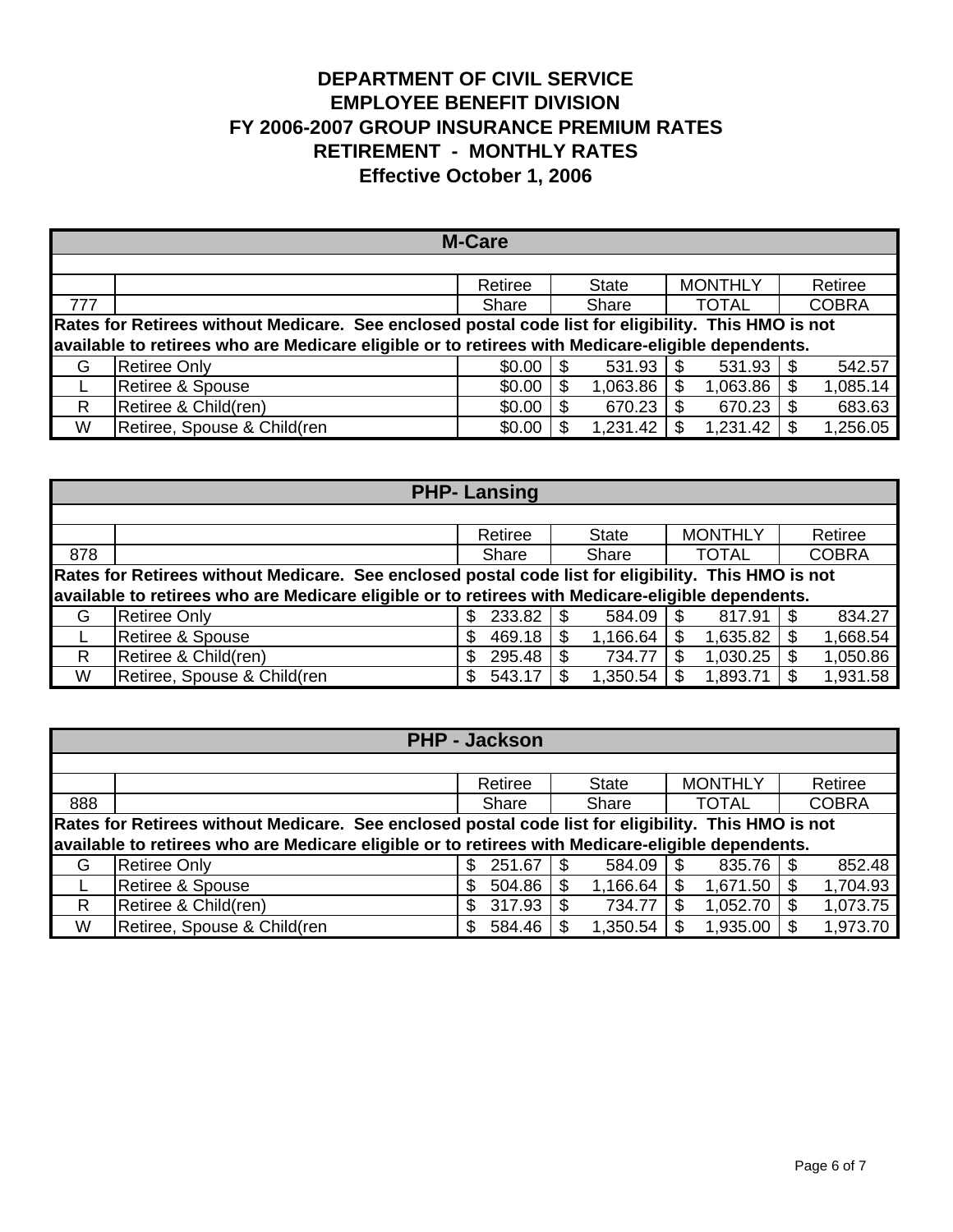# DEPARTMENT OF CIVIL SERVICE
## EMPLOYEE BENEFIT DIVISION
## FY 2006-2007 GROUP INSURANCE PREMIUM RATES
## RETIREMENT - MONTHLY RATES
## Effective October 1, 2006

| M-Care | | | | | |
|---|---|---|---|---|---|
| | | Retiree | State | MONTHLY | Retiree |
| 777 | | Share | Share | TOTAL | COBRA |
| Rates for Retirees without Medicare. See enclosed postal code list for eligibility. This HMO is not available to retirees who are Medicare eligible or to retirees with Medicare-eligible dependents. | | | | | |
| G | Retiree Only | $0.00 | $ 531.93 | $ 531.93 | $ 542.57 |
| L | Retiree & Spouse | $0.00 | $ 1,063.86 | $ 1,063.86 | $ 1,085.14 |
| R | Retiree & Child(ren) | $0.00 | $ 670.23 | $ 670.23 | $ 683.63 |
| W | Retiree, Spouse & Child(ren | $0.00 | $ 1,231.42 | $ 1,231.42 | $ 1,256.05 |

| PHP- Lansing | | | | | |
|---|---|---|---|---|---|
| | | Retiree | State | MONTHLY | Retiree |
| 878 | | Share | Share | TOTAL | COBRA |
| Rates for Retirees without Medicare. See enclosed postal code list for eligibility. This HMO is not available to retirees who are Medicare eligible or to retirees with Medicare-eligible dependents. | | | | | |
| G | Retiree Only | $ 233.82 | $ 584.09 | $ 817.91 | $ 834.27 |
| L | Retiree & Spouse | $ 469.18 | $ 1,166.64 | $ 1,635.82 | $ 1,668.54 |
| R | Retiree & Child(ren) | $ 295.48 | $ 734.77 | $ 1,030.25 | $ 1,050.86 |
| W | Retiree, Spouse & Child(ren | $ 543.17 | $ 1,350.54 | $ 1,893.71 | $ 1,931.58 |

| PHP - Jackson | | | | | |
|---|---|---|---|---|---|
| | | Retiree | State | MONTHLY | Retiree |
| 888 | | Share | Share | TOTAL | COBRA |
| Rates for Retirees without Medicare. See enclosed postal code list for eligibility. This HMO is not available to retirees who are Medicare eligible or to retirees with Medicare-eligible dependents. | | | | | |
| G | Retiree Only | $ 251.67 | $ 584.09 | $ 835.76 | $ 852.48 |
| L | Retiree & Spouse | $ 504.86 | $ 1,166.64 | $ 1,671.50 | $ 1,704.93 |
| R | Retiree & Child(ren) | $ 317.93 | $ 734.77 | $ 1,052.70 | $ 1,073.75 |
| W | Retiree, Spouse & Child(ren | $ 584.46 | $ 1,350.54 | $ 1,935.00 | $ 1,973.70 |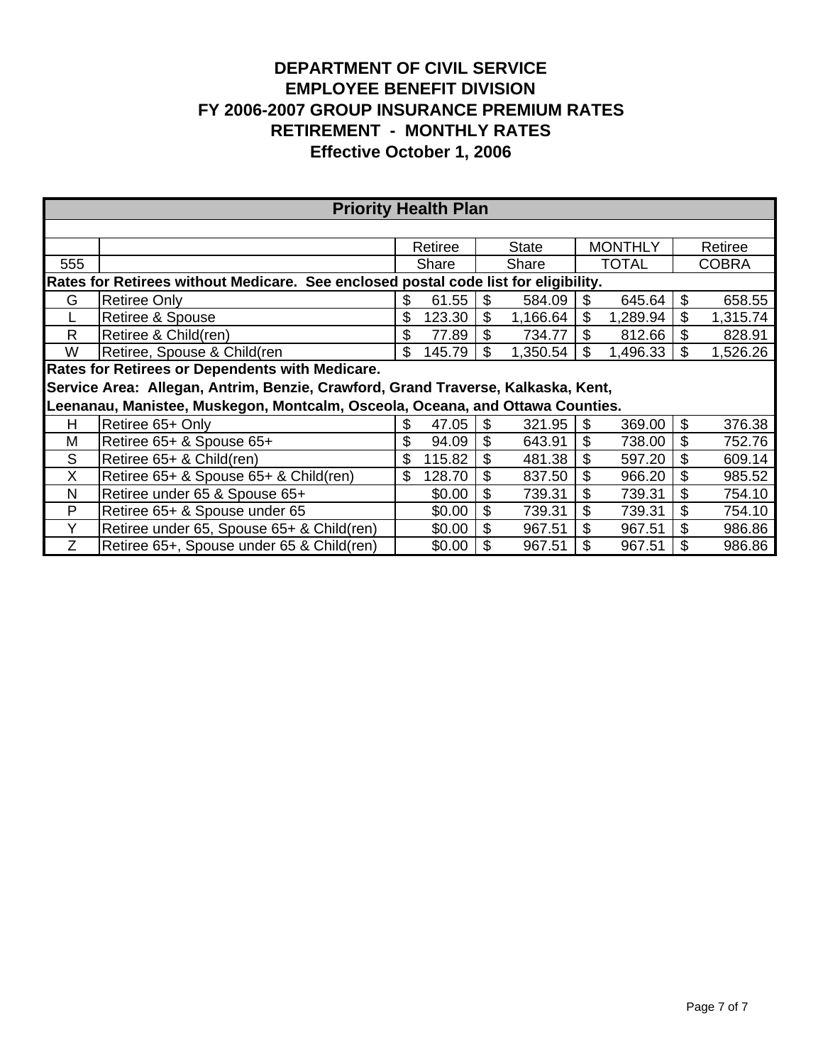# DEPARTMENT OF CIVIL SERVICE
## EMPLOYEE BENEFIT DIVISION
## FY 2006-2007 GROUP INSURANCE PREMIUM RATES
## RETIREMENT - MONTHLY RATES
## Effective October 1, 2006

| **Priority Health Plan** | | | | | |
|---|---|---|---|---|---|
| | | Retiree | State | MONTHLY | Retiree |
| 555 | | Share | Share | TOTAL | COBRA |
| **Rates for Retirees without Medicare. See enclosed postal code list for eligibility.** | | | | | |
| G | Retiree Only | $ 61.55 | $ 584.09 | $ 645.64 | $ 658.55 |
| L | Retiree & Spouse | $ 123.30 | $ 1,166.64 | $ 1,289.94 | $ 1,315.74 |
| R | Retiree & Child(ren) | $ 77.89 | $ 734.77 | $ 812.66 | $ 828.91 |
| W | Retiree, Spouse & Child(ren | $ 145.79 | $ 1,350.54 | $ 1,496.33 | $ 1,526.26 |
| **Rates for Retirees or Dependents with Medicare.** | | | | | |
| **Service Area: Allegan, Antrim, Benzie, Crawford, Grand Traverse, Kalkaska, Kent,** | | | | | |
| **Leenanau, Manistee, Muskegon, Montcalm, Osceola, Oceana, and Ottawa Counties.** | | | | | |
| H | Retiree 65+ Only | $ 47.05 | $ 321.95 | $ 369.00 | $ 376.38 |
| M | Retiree 65+ & Spouse 65+ | $ 94.09 | $ 643.91 | $ 738.00 | $ 752.76 |
| S | Retiree 65+ & Child(ren) | $ 115.82 | $ 481.38 | $ 597.20 | $ 609.14 |
| X | Retiree 65+ & Spouse 65+ & Child(ren) | $ 128.70 | $ 837.50 | $ 966.20 | $ 985.52 |
| N | Retiree under 65 & Spouse 65+ | $0.00 | $ 739.31 | $ 739.31 | $ 754.10 |
| P | Retiree 65+ & Spouse under 65 | $0.00 | $ 739.31 | $ 739.31 | $ 754.10 |
| Y | Retiree under 65, Spouse 65+ & Child(ren) | $0.00 | $ 967.51 | $ 967.51 | $ 986.86 |
| Z | Retiree 65+, Spouse under 65 & Child(ren) | $0.00 | $ 967.51 | $ 967.51 | $ 986.86 |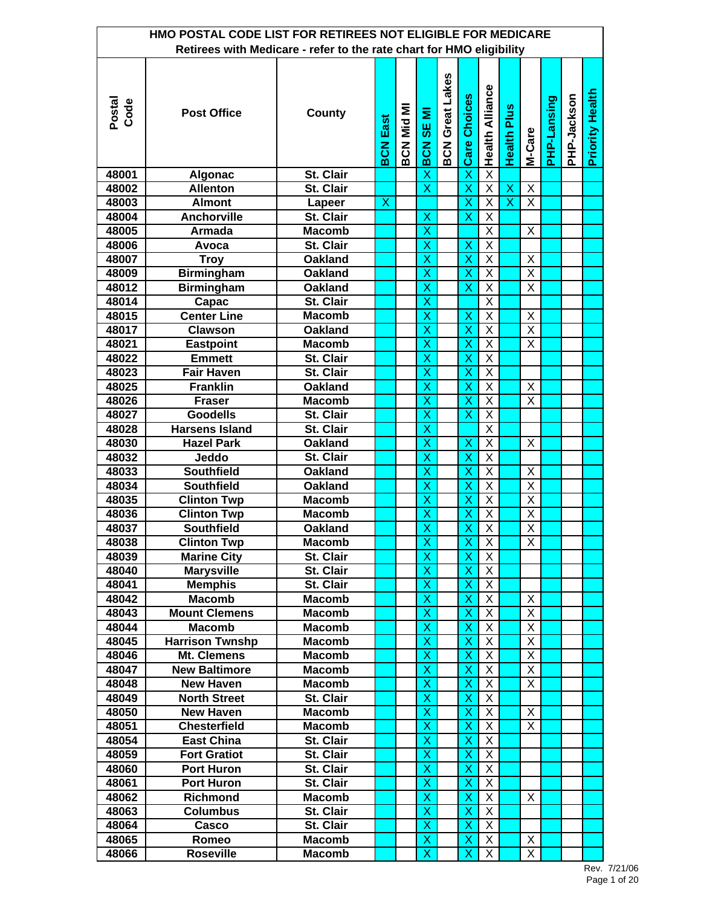# HMO POSTAL CODE LIST FOR RETIREES NOT ELIGIBLE FOR MEDICARE

Retirees with Medicare - refer to the rate chart for HMO eligibility

| Postal Code | Post Office | County | BCN East | BCN Mid MI | BCN SE MI | BCN Great Lakes | Care Choices | Health Alliance | Health Plus | M-Care | PHP-Lansing | PHP-Jackson | Priority Health |
|---|---|---|---|---|---|---|---|---|---|---|---|---|---|
| 48001 | Algonac | St. Clair | | | X | | X | X | | | | | |
| 48002 | Allenton | St. Clair | | | X | | X | X | X | X | | | |
| 48003 | Almont | Lapeer | X | | | | X | X | X | X | | | |
| 48004 | Anchorville | St. Clair | | | X | | X | X | | | | | |
| 48005 | Armada | Macomb | | | X | | | X | | X | | | |
| 48006 | Avoca | St. Clair | | | X | | X | X | | | | | |
| 48007 | Troy | Oakland | | | X | | X | X | | X | | | |
| 48009 | Birmingham | Oakland | | | X | | X | X | | X | | | |
| 48012 | Birmingham | Oakland | | | X | | X | X | | X | | | |
| 48014 | Capac | St. Clair | | | X | | | X | | | | | |
| 48015 | Center Line | Macomb | | | X | | X | X | | X | | | |
| 48017 | Clawson | Oakland | | | X | | X | X | | X | | | |
| 48021 | Eastpoint | Macomb | | | X | | X | X | | X | | | |
| 48022 | Emmett | St. Clair | | | X | | X | X | | | | | |
| 48023 | Fair Haven | St. Clair | | | X | | X | X | | | | | |
| 48025 | Franklin | Oakland | | | X | | X | X | | X | | | |
| 48026 | Fraser | Macomb | | | X | | X | X | | X | | | |
| 48027 | Goodells | St. Clair | | | X | | X | X | | | | | |
| 48028 | Harsens Island | St. Clair | | | X | | | X | | | | | |
| 48030 | Hazel Park | Oakland | | | X | | X | X | | X | | | |
| 48032 | Jeddo | St. Clair | | | X | | X | X | | | | | |
| 48033 | Southfield | Oakland | | | X | | X | X | | X | | | |
| 48034 | Southfield | Oakland | | | X | | X | X | | X | | | |
| 48035 | Clinton Twp | Macomb | | | X | | X | X | | X | | | |
| 48036 | Clinton Twp | Macomb | | | X | | X | X | | X | | | |
| 48037 | Southfield | Oakland | | | X | | X | X | | X | | | |
| 48038 | Clinton Twp | Macomb | | | X | | X | X | | X | | | |
| 48039 | Marine City | St. Clair | | | X | | X | X | | | | | |
| 48040 | Marysville | St. Clair | | | X | | X | X | | | | | |
| 48041 | Memphis | St. Clair | | | X | | X | X | | | | | |
| 48042 | Macomb | Macomb | | | X | | X | X | | X | | | |
| 48043 | Mount Clemens | Macomb | | | X | | X | X | | X | | | |
| 48044 | Macomb | Macomb | | | X | | X | X | | X | | | |
| 48045 | Harrison Twnshp | Macomb | | | X | | X | X | | X | | | |
| 48046 | Mt. Clemens | Macomb | | | X | | X | X | | X | | | |
| 48047 | New Baltimore | Macomb | | | X | | X | X | | X | | | |
| 48048 | New Haven | Macomb | | | X | | X | X | | X | | | |
| 48049 | North Street | St. Clair | | | X | | X | X | | | | | |
| 48050 | New Haven | Macomb | | | X | | X | X | | X | | | |
| 48051 | Chesterfield | Macomb | | | X | | X | X | | X | | | |
| 48054 | East China | St. Clair | | | X | | X | X | | | | | |
| 48059 | Fort Gratiot | St. Clair | | | X | | X | X | | | | | |
| 48060 | Port Huron | St. Clair | | | X | | X | X | | | | | |
| 48061 | Port Huron | St. Clair | | | X | | X | X | | | | | |
| 48062 | Richmond | Macomb | | | X | | X | X | | X | | | |
| 48063 | Columbus | St. Clair | | | X | | X | X | | | | | |
| 48064 | Casco | St. Clair | | | X | | X | X | | | | | |
| 48065 | Romeo | Macomb | | | X | | X | X | | X | | | |
| 48066 | Roseville | Macomb | | | X | | X | X | | X | | | |

Rev. 7/21/06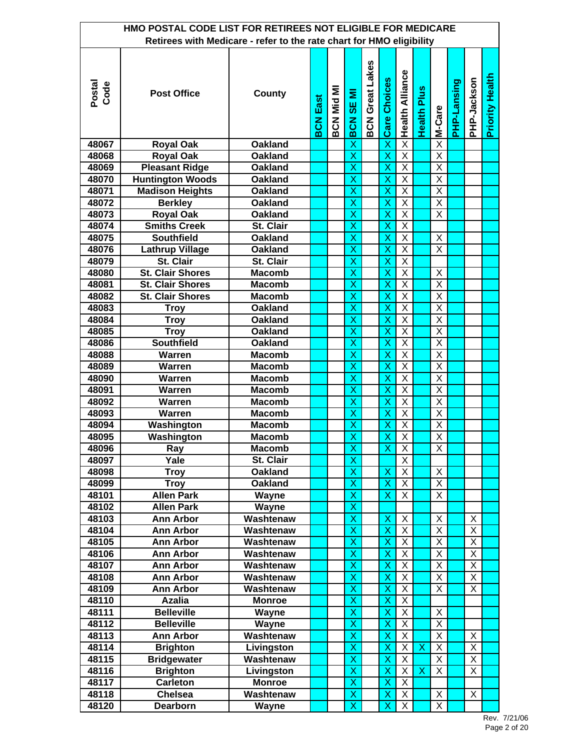| HMO POSTAL CODE LIST FOR RETIREES NOT ELIGIBLE FOR MEDICARE | | | | | | | | | | | | | | |
|---|---|---|---|---|---|---|---|---|---|---|---|---|---|---|
| Retirees with Medicare - refer to the rate chart for HMO eligibility | | | | | | | | | | | | | | |
| **Postal Code** | **Post Office** | **County** | **BCN East** | **BCN Mid MI** | **BCN SE MI** | **BCN Great Lakes** | **Care Choices** | **Health Alliance** | **Health Plus** | **M-Care** | **PHP-Lansing** | **PHP-Jackson** | **Priority Health** |
| 48067 | Royal Oak | Oakland | | | X | | X | X | | X | | | |
| 48068 | Royal Oak | Oakland | | | X | | X | X | | X | | | |
| 48069 | Pleasant Ridge | Oakland | | | X | | X | X | | X | | | |
| 48070 | Huntington Woods | Oakland | | | X | | X | X | | X | | | |
| 48071 | Madison Heights | Oakland | | | X | | X | X | | X | | | |
| 48072 | Berkley | Oakland | | | X | | X | X | | X | | | |
| 48073 | Royal Oak | Oakland | | | X | | X | X | | X | | | |
| 48074 | Smiths Creek | St. Clair | | | X | | X | X | | | | | |
| 48075 | Southfield | Oakland | | | X | | X | X | | X | | | |
| 48076 | Lathrup Village | Oakland | | | X | | X | X | | X | | | |
| 48079 | St. Clair | St. Clair | | | X | | X | X | | | | | |
| 48080 | St. Clair Shores | Macomb | | | X | | X | X | | X | | | |
| 48081 | St. Clair Shores | Macomb | | | X | | X | X | | X | | | |
| 48082 | St. Clair Shores | Macomb | | | X | | X | X | | X | | | |
| 48083 | Troy | Oakland | | | X | | X | X | | X | | | |
| 48084 | Troy | Oakland | | | X | | X | X | | X | | | |
| 48085 | Troy | Oakland | | | X | | X | X | | X | | | |
| 48086 | Southfield | Oakland | | | X | | X | X | | X | | | |
| 48088 | Warren | Macomb | | | X | | X | X | | X | | | |
| 48089 | Warren | Macomb | | | X | | X | X | | X | | | |
| 48090 | Warren | Macomb | | | X | | X | X | | X | | | |
| 48091 | Warren | Macomb | | | X | | X | X | | X | | | |
| 48092 | Warren | Macomb | | | X | | X | X | | X | | | |
| 48093 | Warren | Macomb | | | X | | X | X | | X | | | |
| 48094 | Washington | Macomb | | | X | | X | X | | X | | | |
| 48095 | Washington | Macomb | | | X | | X | X | | X | | | |
| 48096 | Ray | Macomb | | | X | | X | X | | X | | | |
| 48097 | Yale | St. Clair | | | X | | | X | | | | | |
| 48098 | Troy | Oakland | | | X | | X | X | | X | | | |
| 48099 | Troy | Oakland | | | X | | X | X | | X | | | |
| 48101 | Allen Park | Wayne | | | X | | X | X | | X | | | |
| 48102 | Allen Park | Wayne | | | X | | | | | | | | |
| 48103 | Ann Arbor | Washtenaw | | | X | | X | X | | X | | X | |
| 48104 | Ann Arbor | Washtenaw | | | X | | X | X | | X | | X | |
| 48105 | Ann Arbor | Washtenaw | | | X | | X | X | | X | | X | |
| 48106 | Ann Arbor | Washtenaw | | | X | | X | X | | X | | X | |
| 48107 | Ann Arbor | Washtenaw | | | X | | X | X | | X | | X | |
| 48108 | Ann Arbor | Washtenaw | | | X | | X | X | | X | | X | |
| 48109 | Ann Arbor | Washtenaw | | | X | | X | X | | X | | X | |
| 48110 | Azalia | Monroe | | | X | | X | X | | | | | |
| 48111 | Belleville | Wayne | | | X | | X | X | | X | | | |
| 48112 | Belleville | Wayne | | | X | | X | X | | X | | | |
| 48113 | Ann Arbor | Washtenaw | | | X | | X | X | | X | | X | |
| 48114 | Brighton | Livingston | | | X | | X | X | X | X | | X | |
| 48115 | Bridgewater | Washtenaw | | | X | | X | X | | X | | X | |
| 48116 | Brighton | Livingston | | | X | | X | X | X | X | | X | |
| 48117 | Carleton | Monroe | | | X | | X | X | | | | | |
| 48118 | Chelsea | Washtenaw | | | X | | X | X | | X | | X | |
| 48120 | Dearborn | Wayne | | | X | | X | X | | X | | | |

Rev. 7/21/06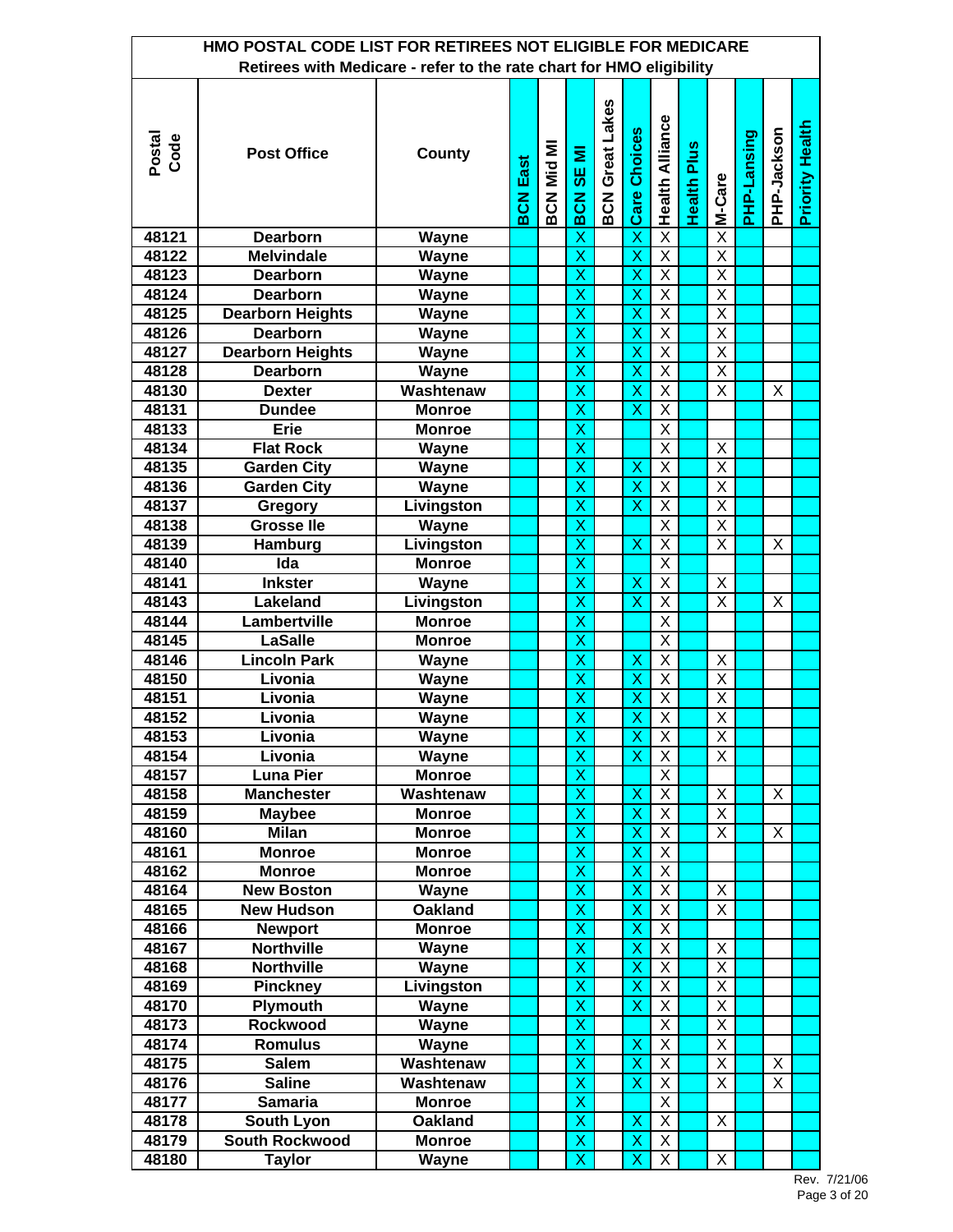## HMO POSTAL CODE LIST FOR RETIREES NOT ELIGIBLE FOR MEDICARE

Retirees with Medicare - refer to the rate chart for HMO eligibility

| Postal Code | Post Office | County | BCN East | BCN Mid MI | BCN SE MI | BCN Great Lakes | Care Choices | Health Alliance | Health Plus | M-Care | PHP-Lansing | PHP-Jackson | Priority Health |
|---|---|---|---|---|---|---|---|---|---|---|---|---|---|
| 48121 | Dearborn | Wayne | | | X | | X | X | | X | | | |
| 48122 | Melvindale | Wayne | | | X | | X | X | | X | | | |
| 48123 | Dearborn | Wayne | | | X | | X | X | | X | | | |
| 48124 | Dearborn | Wayne | | | X | | X | X | | X | | | |
| 48125 | Dearborn Heights | Wayne | | | X | | X | X | | X | | | |
| 48126 | Dearborn | Wayne | | | X | | X | X | | X | | | |
| 48127 | Dearborn Heights | Wayne | | | X | | X | X | | X | | | |
| 48128 | Dearborn | Wayne | | | X | | X | X | | X | | | |
| 48130 | Dexter | Washtenaw | | | X | | X | X | | X | | X | |
| 48131 | Dundee | Monroe | | | X | | X | X | | | | | |
| 48133 | Erie | Monroe | | | X | | | X | | | | | |
| 48134 | Flat Rock | Wayne | | | X | | | X | | X | | | |
| 48135 | Garden City | Wayne | | | X | | X | X | | X | | | |
| 48136 | Garden City | Wayne | | | X | | X | X | | X | | | |
| 48137 | Gregory | Livingston | | | X | | X | X | | X | | | |
| 48138 | Grosse Ile | Wayne | | | X | | | X | | X | | | |
| 48139 | Hamburg | Livingston | | | X | | X | X | | X | | X | |
| 48140 | Ida | Monroe | | | X | | | X | | | | | |
| 48141 | Inkster | Wayne | | | X | | X | X | | X | | | |
| 48143 | Lakeland | Livingston | | | X | | X | X | | X | | X | |
| 48144 | Lambertville | Monroe | | | X | | | X | | | | | |
| 48145 | LaSalle | Monroe | | | X | | | X | | | | | |
| 48146 | Lincoln Park | Wayne | | | X | | X | X | | X | | | |
| 48150 | Livonia | Wayne | | | X | | X | X | | X | | | |
| 48151 | Livonia | Wayne | | | X | | X | X | | X | | | |
| 48152 | Livonia | Wayne | | | X | | X | X | | X | | | |
| 48153 | Livonia | Wayne | | | X | | X | X | | X | | | |
| 48154 | Livonia | Wayne | | | X | | X | X | | X | | | |
| 48157 | Luna Pier | Monroe | | | X | | | X | | | | | |
| 48158 | Manchester | Washtenaw | | | X | | X | X | | X | | X | |
| 48159 | Maybee | Monroe | | | X | | X | X | | X | | | |
| 48160 | Milan | Monroe | | | X | | X | X | | X | | X | |
| 48161 | Monroe | Monroe | | | X | | X | X | | | | | |
| 48162 | Monroe | Monroe | | | X | | X | X | | | | | |
| 48164 | New Boston | Wayne | | | X | | X | X | | X | | | |
| 48165 | New Hudson | Oakland | | | X | | X | X | | X | | | |
| 48166 | Newport | Monroe | | | X | | X | X | | | | | |
| 48167 | Northville | Wayne | | | X | | X | X | | X | | | |
| 48168 | Northville | Wayne | | | X | | X | X | | X | | | |
| 48169 | Pinckney | Livingston | | | X | | X | X | | X | | | |
| 48170 | Plymouth | Wayne | | | X | | X | X | | X | | | |
| 48173 | Rockwood | Wayne | | | X | | | X | | X | | | |
| 48174 | Romulus | Wayne | | | X | | X | X | | X | | | |
| 48175 | Salem | Washtenaw | | | X | | X | X | | X | | X | |
| 48176 | Saline | Washtenaw | | | X | | X | X | | X | | X | |
| 48177 | Samaria | Monroe | | | X | | | X | | | | | |
| 48178 | South Lyon | Oakland | | | X | | X | X | | X | | | |
| 48179 | South Rockwood | Monroe | | | X | | X | X | | | | | |
| 48180 | Taylor | Wayne | | | X | | X | X | | X | | | |

Rev. 7/21/06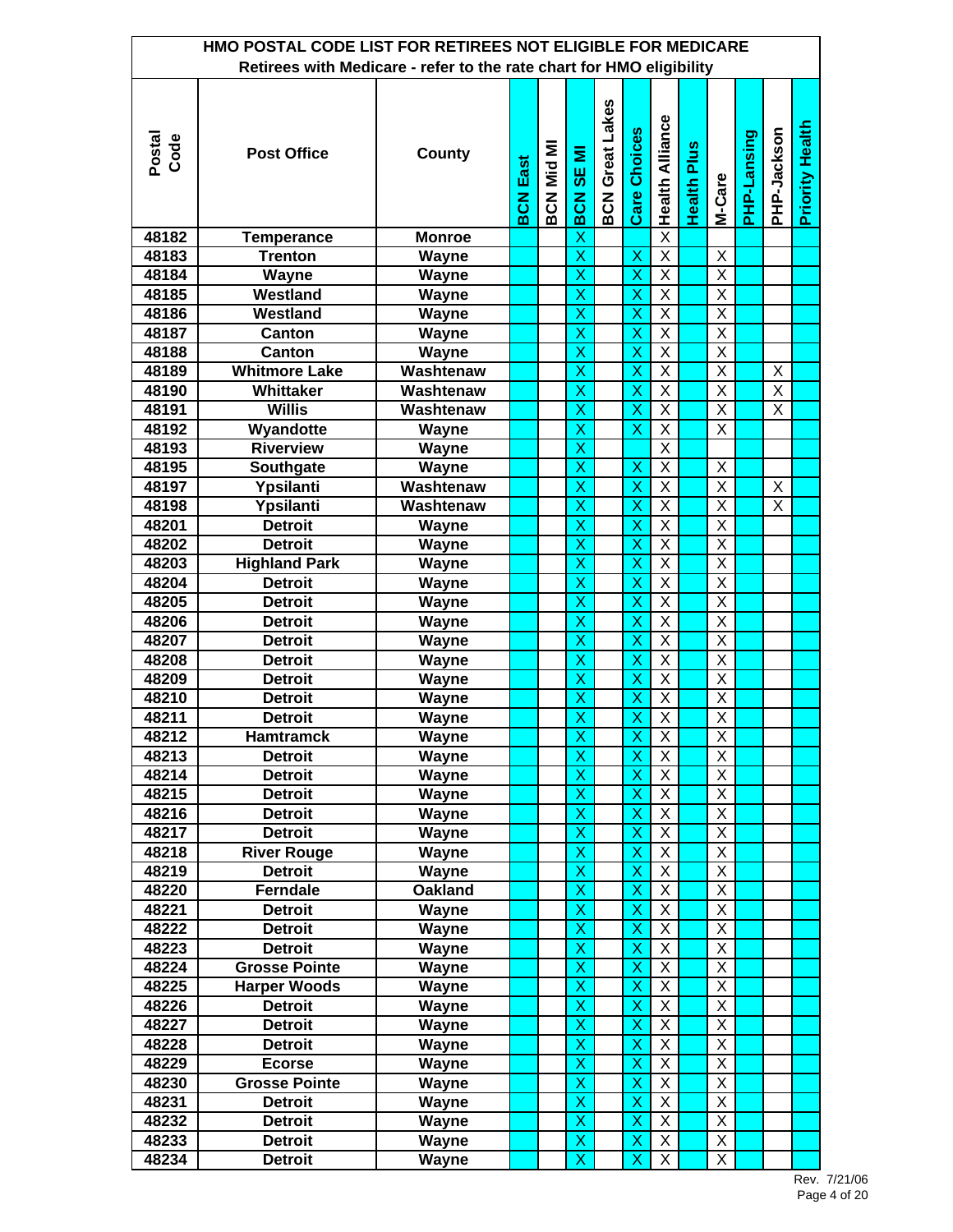**HMO POSTAL CODE LIST FOR RETIREES NOT ELIGIBLE FOR MEDICARE**

**Retirees with Medicare - refer to the rate chart for HMO eligibility**

| Postal Code | Post Office | County | BCN East | BCN Mid MI | BCN SE MI | BCN Great Lakes | Care Choices | Health Alliance | Health Plus | M-Care | PHP-Lansing | PHP-Jackson | Priority Health |
|---|---|---|---|---|---|---|---|---|---|---|---|---|---|
| 48182 | Temperance | Monroe | | | X | | | X | | | | | |
| 48183 | Trenton | Wayne | | | X | | X | X | | X | | | |
| 48184 | Wayne | Wayne | | | X | | X | X | | X | | | |
| 48185 | Westland | Wayne | | | X | | X | X | | X | | | |
| 48186 | Westland | Wayne | | | X | | X | X | | X | | | |
| 48187 | Canton | Wayne | | | X | | X | X | | X | | | |
| 48188 | Canton | Wayne | | | X | | X | X | | X | | | |
| 48189 | Whitmore Lake | Washtenaw | | | X | | X | X | | X | | X | |
| 48190 | Whittaker | Washtenaw | | | X | | X | X | | X | | X | |
| 48191 | Willis | Washtenaw | | | X | | X | X | | X | | X | |
| 48192 | Wyandotte | Wayne | | | X | | X | X | | X | | | |
| 48193 | Riverview | Wayne | | | X | | | X | | | | | |
| 48195 | Southgate | Wayne | | | X | | X | X | | X | | | |
| 48197 | Ypsilanti | Washtenaw | | | X | | X | X | | X | | X | |
| 48198 | Ypsilanti | Washtenaw | | | X | | X | X | | X | | X | |
| 48201 | Detroit | Wayne | | | X | | X | X | | X | | | |
| 48202 | Detroit | Wayne | | | X | | X | X | | X | | | |
| 48203 | Highland Park | Wayne | | | X | | X | X | | X | | | |
| 48204 | Detroit | Wayne | | | X | | X | X | | X | | | |
| 48205 | Detroit | Wayne | | | X | | X | X | | X | | | |
| 48206 | Detroit | Wayne | | | X | | X | X | | X | | | |
| 48207 | Detroit | Wayne | | | X | | X | X | | X | | | |
| 48208 | Detroit | Wayne | | | X | | X | X | | X | | | |
| 48209 | Detroit | Wayne | | | X | | X | X | | X | | | |
| 48210 | Detroit | Wayne | | | X | | X | X | | X | | | |
| 48211 | Detroit | Wayne | | | X | | X | X | | X | | | |
| 48212 | Hamtramck | Wayne | | | X | | X | X | | X | | | |
| 48213 | Detroit | Wayne | | | X | | X | X | | X | | | |
| 48214 | Detroit | Wayne | | | X | | X | X | | X | | | |
| 48215 | Detroit | Wayne | | | X | | X | X | | X | | | |
| 48216 | Detroit | Wayne | | | X | | X | X | | X | | | |
| 48217 | Detroit | Wayne | | | X | | X | X | | X | | | |
| 48218 | River Rouge | Wayne | | | X | | X | X | | X | | | |
| 48219 | Detroit | Wayne | | | X | | X | X | | X | | | |
| 48220 | Ferndale | Oakland | | | X | | X | X | | X | | | |
| 48221 | Detroit | Wayne | | | X | | X | X | | X | | | |
| 48222 | Detroit | Wayne | | | X | | X | X | | X | | | |
| 48223 | Detroit | Wayne | | | X | | X | X | | X | | | |
| 48224 | Grosse Pointe | Wayne | | | X | | X | X | | X | | | |
| 48225 | Harper Woods | Wayne | | | X | | X | X | | X | | | |
| 48226 | Detroit | Wayne | | | X | | X | X | | X | | | |
| 48227 | Detroit | Wayne | | | X | | X | X | | X | | | |
| 48228 | Detroit | Wayne | | | X | | X | X | | X | | | |
| 48229 | Ecorse | Wayne | | | X | | X | X | | X | | | |
| 48230 | Grosse Pointe | Wayne | | | X | | X | X | | X | | | |
| 48231 | Detroit | Wayne | | | X | | X | X | | X | | | |
| 48232 | Detroit | Wayne | | | X | | X | X | | X | | | |
| 48233 | Detroit | Wayne | | | X | | X | X | | X | | | |
| 48234 | Detroit | Wayne | | | X | | X | X | | X | | | |

Rev. 7/21/06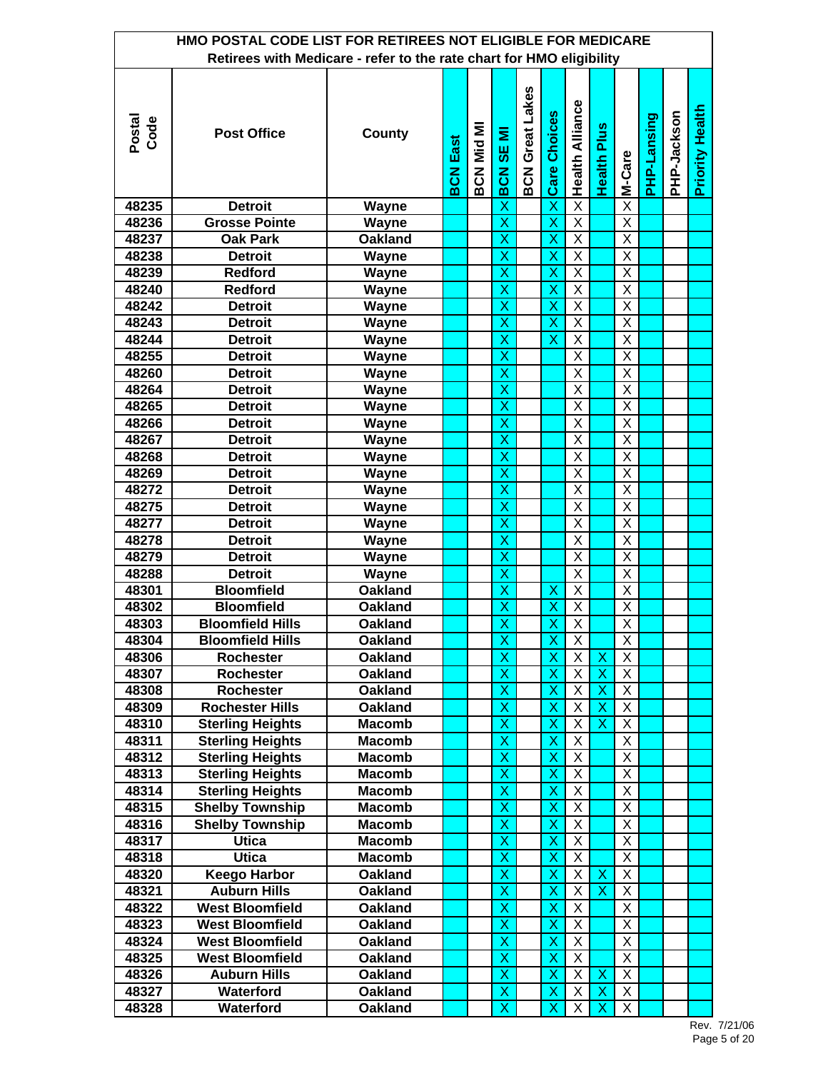**HMO POSTAL CODE LIST FOR RETIREES NOT ELIGIBLE FOR MEDICARE**

**Retirees with Medicare - refer to the rate chart for HMO eligibility**

| Postal Code | Post Office | County | BCN East | BCN Mid MI | BCN SE MI | BCN Great Lakes | Care Choices | Health Alliance | Health Plus | M-Care | PHP-Lansing | PHP-Jackson | Priority Health |
|---|---|---|---|---|---|---|---|---|---|---|---|---|---|
| 48235 | Detroit | Wayne | | | X | | X | X | | X | | | |
| 48236 | Grosse Pointe | Wayne | | | X | | X | X | | X | | | |
| 48237 | Oak Park | Oakland | | | X | | X | X | | X | | | |
| 48238 | Detroit | Wayne | | | X | | X | X | | X | | | |
| 48239 | Redford | Wayne | | | X | | X | X | | X | | | |
| 48240 | Redford | Wayne | | | X | | X | X | | X | | | |
| 48242 | Detroit | Wayne | | | X | | X | X | | X | | | |
| 48243 | Detroit | Wayne | | | X | | X | X | | X | | | |
| 48244 | Detroit | Wayne | | | X | | X | X | | X | | | |
| 48255 | Detroit | Wayne | | | X | | | X | | X | | | |
| 48260 | Detroit | Wayne | | | X | | | X | | X | | | |
| 48264 | Detroit | Wayne | | | X | | | X | | X | | | |
| 48265 | Detroit | Wayne | | | X | | | X | | X | | | |
| 48266 | Detroit | Wayne | | | X | | | X | | X | | | |
| 48267 | Detroit | Wayne | | | X | | | X | | X | | | |
| 48268 | Detroit | Wayne | | | X | | | X | | X | | | |
| 48269 | Detroit | Wayne | | | X | | | X | | X | | | |
| 48272 | Detroit | Wayne | | | X | | | X | | X | | | |
| 48275 | Detroit | Wayne | | | X | | | X | | X | | | |
| 48277 | Detroit | Wayne | | | X | | | X | | X | | | |
| 48278 | Detroit | Wayne | | | X | | | X | | X | | | |
| 48279 | Detroit | Wayne | | | X | | | X | | X | | | |
| 48288 | Detroit | Wayne | | | X | | | X | | X | | | |
| 48301 | Bloomfield | Oakland | | | X | | X | X | | X | | | |
| 48302 | Bloomfield | Oakland | | | X | | X | X | | X | | | |
| 48303 | Bloomfield Hills | Oakland | | | X | | X | X | | X | | | |
| 48304 | Bloomfield Hills | Oakland | | | X | | X | X | | X | | | |
| 48306 | Rochester | Oakland | | | X | | X | X | X | X | | | |
| 48307 | Rochester | Oakland | | | X | | X | X | X | X | | | |
| 48308 | Rochester | Oakland | | | X | | X | X | X | X | | | |
| 48309 | Rochester Hills | Oakland | | | X | | X | X | X | X | | | |
| 48310 | Sterling Heights | Macomb | | | X | | X | X | X | X | | | |
| 48311 | Sterling Heights | Macomb | | | X | | X | X | | X | | | |
| 48312 | Sterling Heights | Macomb | | | X | | X | X | | X | | | |
| 48313 | Sterling Heights | Macomb | | | X | | X | X | | X | | | |
| 48314 | Sterling Heights | Macomb | | | X | | X | X | | X | | | |
| 48315 | Shelby Township | Macomb | | | X | | X | X | | X | | | |
| 48316 | Shelby Township | Macomb | | | X | | X | X | | X | | | |
| 48317 | Utica | Macomb | | | X | | X | X | | X | | | |
| 48318 | Utica | Macomb | | | X | | X | X | | X | | | |
| 48320 | Keego Harbor | Oakland | | | X | | X | X | X | X | | | |
| 48321 | Auburn Hills | Oakland | | | X | | X | X | X | X | | | |
| 48322 | West Bloomfield | Oakland | | | X | | X | X | | X | | | |
| 48323 | West Bloomfield | Oakland | | | X | | X | X | | X | | | |
| 48324 | West Bloomfield | Oakland | | | X | | X | X | | X | | | |
| 48325 | West Bloomfield | Oakland | | | X | | X | X | | X | | | |
| 48326 | Auburn Hills | Oakland | | | X | | X | X | X | X | | | |
| 48327 | Waterford | Oakland | | | X | | X | X | X | X | | | |
| 48328 | Waterford | Oakland | | | X | | X | X | X | X | | | |

Rev. 7/21/06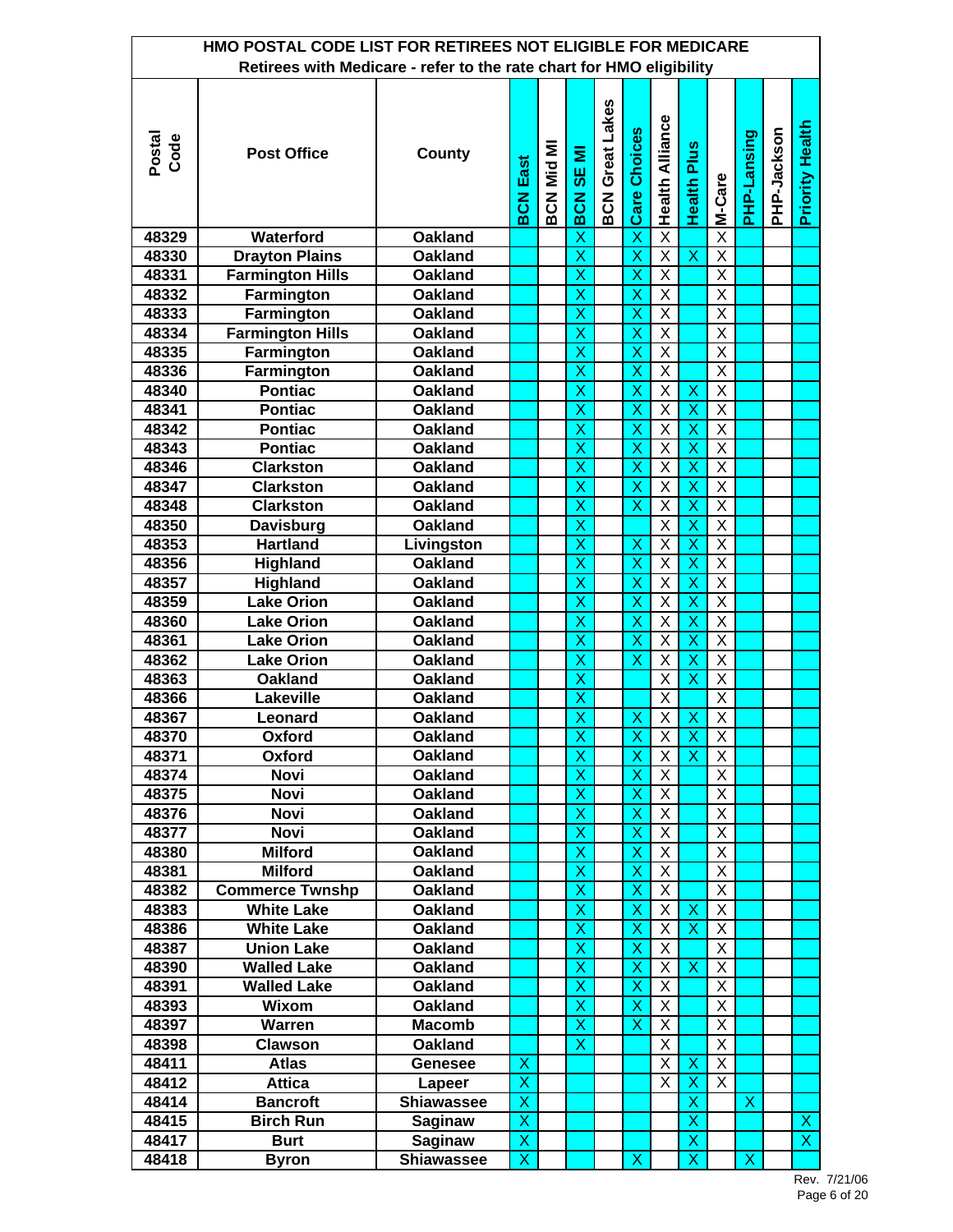# HMO POSTAL CODE LIST FOR RETIREES NOT ELIGIBLE FOR MEDICARE

Retirees with Medicare - refer to the rate chart for HMO eligibility

| Postal Code | Post Office | County | BCN East | BCN Mid MI | BCN SE MI | BCN Great Lakes | Care Choices | Health Alliance | Health Plus | M-Care | PHP-Lansing | PHP-Jackson | Priority Health |
|---|---|---|---|---|---|---|---|---|---|---|---|---|---|
| 48329 | Waterford | Oakland | | | X | | X | X | | X | | | |
| 48330 | Drayton Plains | Oakland | | | X | | X | X | X | X | | | |
| 48331 | Farmington Hills | Oakland | | | X | | X | X | | X | | | |
| 48332 | Farmington | Oakland | | | X | | X | X | | X | | | |
| 48333 | Farmington | Oakland | | | X | | X | X | | X | | | |
| 48334 | Farmington Hills | Oakland | | | X | | X | X | | X | | | |
| 48335 | Farmington | Oakland | | | X | | X | X | | X | | | |
| 48336 | Farmington | Oakland | | | X | | X | X | | X | | | |
| 48340 | Pontiac | Oakland | | | X | | X | X | X | X | | | |
| 48341 | Pontiac | Oakland | | | X | | X | X | X | X | | | |
| 48342 | Pontiac | Oakland | | | X | | X | X | X | X | | | |
| 48343 | Pontiac | Oakland | | | X | | X | X | X | X | | | |
| 48346 | Clarkston | Oakland | | | X | | X | X | X | X | | | |
| 48347 | Clarkston | Oakland | | | X | | X | X | X | X | | | |
| 48348 | Clarkston | Oakland | | | X | | X | X | X | X | | | |
| 48350 | Davisburg | Oakland | | | X | | | X | X | X | | | |
| 48353 | Hartland | Livingston | | | X | | X | X | X | X | | | |
| 48356 | Highland | Oakland | | | X | | X | X | X | X | | | |
| 48357 | Highland | Oakland | | | X | | X | X | X | X | | | |
| 48359 | Lake Orion | Oakland | | | X | | X | X | X | X | | | |
| 48360 | Lake Orion | Oakland | | | X | | X | X | X | X | | | |
| 48361 | Lake Orion | Oakland | | | X | | X | X | X | X | | | |
| 48362 | Lake Orion | Oakland | | | X | | X | X | X | X | | | |
| 48363 | Oakland | Oakland | | | X | | | X | X | X | | | |
| 48366 | Lakeville | Oakland | | | X | | | X | | X | | | |
| 48367 | Leonard | Oakland | | | X | | X | X | X | X | | | |
| 48370 | Oxford | Oakland | | | X | | X | X | X | X | | | |
| 48371 | Oxford | Oakland | | | X | | X | X | X | X | | | |
| 48374 | Novi | Oakland | | | X | | X | X | | X | | | |
| 48375 | Novi | Oakland | | | X | | X | X | | X | | | |
| 48376 | Novi | Oakland | | | X | | X | X | | X | | | |
| 48377 | Novi | Oakland | | | X | | X | X | | X | | | |
| 48380 | Milford | Oakland | | | X | | X | X | | X | | | |
| 48381 | Milford | Oakland | | | X | | X | X | | X | | | |
| 48382 | Commerce Twnshp | Oakland | | | X | | X | X | | X | | | |
| 48383 | White Lake | Oakland | | | X | | X | X | X | X | | | |
| 48386 | White Lake | Oakland | | | X | | X | X | X | X | | | |
| 48387 | Union Lake | Oakland | | | X | | X | X | | X | | | |
| 48390 | Walled Lake | Oakland | | | X | | X | X | X | X | | | |
| 48391 | Walled Lake | Oakland | | | X | | X | X | | X | | | |
| 48393 | Wixom | Oakland | | | X | | X | X | | X | | | |
| 48397 | Warren | Macomb | | | X | | X | X | | X | | | |
| 48398 | Clawson | Oakland | | | X | | | X | | X | | | |
| 48411 | Atlas | Genesee | X | | | | | X | X | X | | | |
| 48412 | Attica | Lapeer | X | | | | | X | X | X | | | |
| 48414 | Bancroft | Shiawassee | X | | | | | | X | | X | | |
| 48415 | Birch Run | Saginaw | X | | | | | | X | | | | X |
| 48417 | Burt | Saginaw | X | | | | | | X | | | | X |
| 48418 | Byron | Shiawassee | X | | | | X | | X | | X | | |

Rev. 7/21/06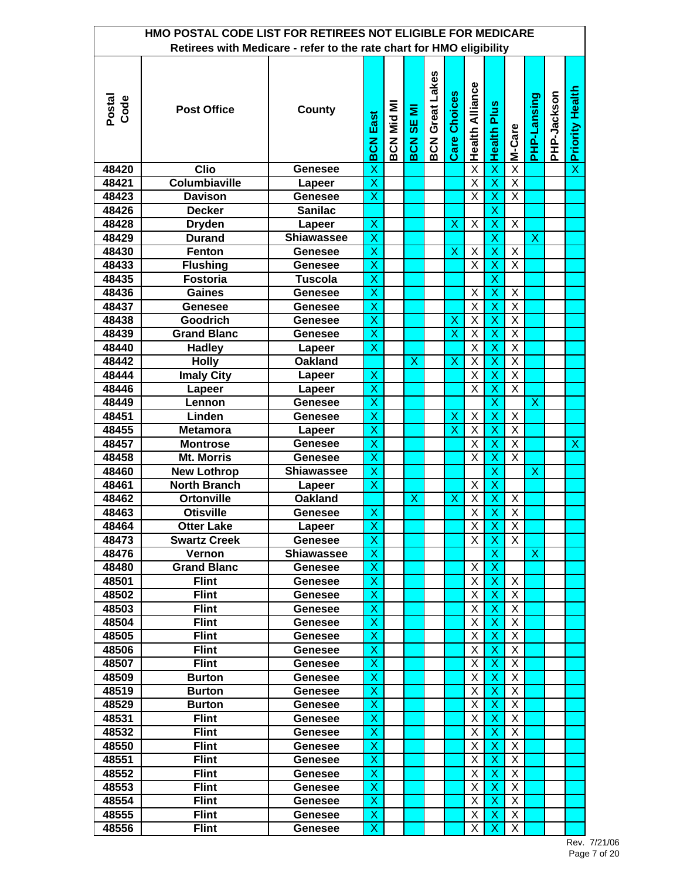# HMO POSTAL CODE LIST FOR RETIREES NOT ELIGIBLE FOR MEDICARE

Retirees with Medicare - refer to the rate chart for HMO eligibility

| Postal Code | Post Office | County | BCN East | BCN Mid MI | BCN SE MI | BCN Great Lakes | Care Choices | Health Alliance | Health Plus | M-Care | PHP-Lansing | PHP-Jackson | Priority Health |
|---|---|---|---|---|---|---|---|---|---|---|---|---|---|
| 48420 | Clio | Genesee | X | | | | | X | X | X | | | X |
| 48421 | Columbiaville | Lapeer | X | | | | | X | X | X | | | |
| 48423 | Davison | Genesee | X | | | | | X | X | X | | | |
| 48426 | Decker | Sanilac | | | | | | | X | | | | |
| 48428 | Dryden | Lapeer | X | | | | X | X | X | X | | | |
| 48429 | Durand | Shiawassee | X | | | | | | X | | X | | |
| 48430 | Fenton | Genesee | X | | | | X | X | X | X | | | |
| 48433 | Flushing | Genesee | X | | | | | X | X | X | | | |
| 48435 | Fostoria | Tuscola | X | | | | | | X | | | | |
| 48436 | Gaines | Genesee | X | | | | | X | X | X | | | |
| 48437 | Genesee | Genesee | X | | | | | X | X | X | | | |
| 48438 | Goodrich | Genesee | X | | | | X | X | X | X | | | |
| 48439 | Grand Blanc | Genesee | X | | | | X | X | X | X | | | |
| 48440 | Hadley | Lapeer | X | | | | | X | X | X | | | |
| 48442 | Holly | Oakland | | | X | | X | X | X | X | | | |
| 48444 | Imaly City | Lapeer | X | | | | | X | X | X | | | |
| 48446 | Lapeer | Lapeer | X | | | | | X | X | X | | | |
| 48449 | Lennon | Genesee | X | | | | | | X | | X | | |
| 48451 | Linden | Genesee | X | | | | X | X | X | X | | | |
| 48455 | Metamora | Lapeer | X | | | | X | X | X | X | | | |
| 48457 | Montrose | Genesee | X | | | | | X | X | X | | | X |
| 48458 | Mt. Morris | Genesee | X | | | | | X | X | X | | | |
| 48460 | New Lothrop | Shiawassee | X | | | | | | X | | X | | |
| 48461 | North Branch | Lapeer | X | | | | | X | X | | | | |
| 48462 | Ortonville | Oakland | | | X | | X | X | X | X | | | |
| 48463 | Otisville | Genesee | X | | | | | X | X | X | | | |
| 48464 | Otter Lake | Lapeer | X | | | | | X | X | X | | | |
| 48473 | Swartz Creek | Genesee | X | | | | | X | X | X | | | |
| 48476 | Vernon | Shiawassee | X | | | | | | X | | X | | |
| 48480 | Grand Blanc | Genesee | X | | | | | X | X | | | | |
| 48501 | Flint | Genesee | X | | | | | X | X | X | | | |
| 48502 | Flint | Genesee | X | | | | | X | X | X | | | |
| 48503 | Flint | Genesee | X | | | | | X | X | X | | | |
| 48504 | Flint | Genesee | X | | | | | X | X | X | | | |
| 48505 | Flint | Genesee | X | | | | | X | X | X | | | |
| 48506 | Flint | Genesee | X | | | | | X | X | X | | | |
| 48507 | Flint | Genesee | X | | | | | X | X | X | | | |
| 48509 | Burton | Genesee | X | | | | | X | X | X | | | |
| 48519 | Burton | Genesee | X | | | | | X | X | X | | | |
| 48529 | Burton | Genesee | X | | | | | X | X | X | | | |
| 48531 | Flint | Genesee | X | | | | | X | X | X | | | |
| 48532 | Flint | Genesee | X | | | | | X | X | X | | | |
| 48550 | Flint | Genesee | X | | | | | X | X | X | | | |
| 48551 | Flint | Genesee | X | | | | | X | X | X | | | |
| 48552 | Flint | Genesee | X | | | | | X | X | X | | | |
| 48553 | Flint | Genesee | X | | | | | X | X | X | | | |
| 48554 | Flint | Genesee | X | | | | | X | X | X | | | |
| 48555 | Flint | Genesee | X | | | | | X | X | X | | | |
| 48556 | Flint | Genesee | X | | | | | X | X | X | | | |

Rev. 7/21/06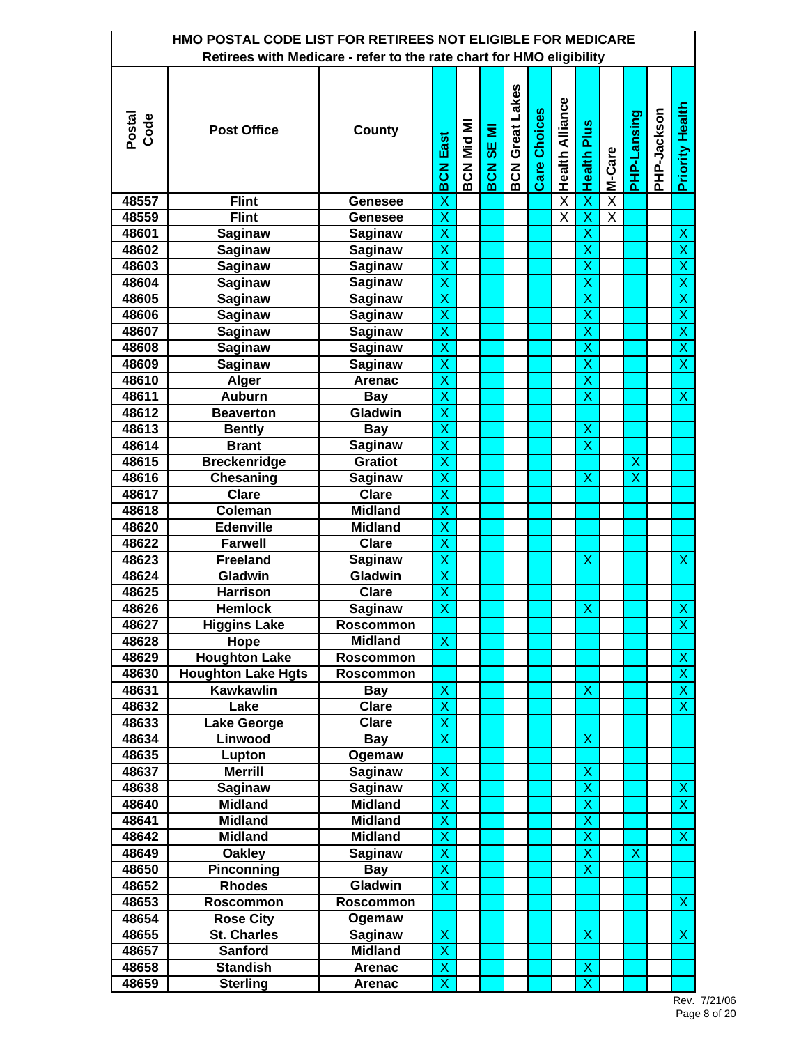# HMO POSTAL CODE LIST FOR RETIREES NOT ELIGIBLE FOR MEDICARE

Retirees with Medicare - refer to the rate chart for HMO eligibility

| Postal Code | Post Office | County | BCN East | BCN Mid MI | BCN SE MI | BCN Great Lakes | Care Choices | Health Alliance | Health Plus | M-Care | PHP-Lansing | PHP-Jackson | Priority Health |
|---|---|---|---|---|---|---|---|---|---|---|---|---|---|
| 48557 | Flint | Genesee | X | | | | | X | X | X | | | |
| 48559 | Flint | Genesee | X | | | | | X | X | X | | | |
| 48601 | Saginaw | Saginaw | X | | | | | | X | | | | X |
| 48602 | Saginaw | Saginaw | X | | | | | | X | | | | X |
| 48603 | Saginaw | Saginaw | X | | | | | | X | | | | X |
| 48604 | Saginaw | Saginaw | X | | | | | | X | | | | X |
| 48605 | Saginaw | Saginaw | X | | | | | | X | | | | X |
| 48606 | Saginaw | Saginaw | X | | | | | | X | | | | X |
| 48607 | Saginaw | Saginaw | X | | | | | | X | | | | X |
| 48608 | Saginaw | Saginaw | X | | | | | | X | | | | X |
| 48609 | Saginaw | Saginaw | X | | | | | | X | | | | X |
| 48610 | Alger | Arenac | X | | | | | | X | | | | |
| 48611 | Auburn | Bay | X | | | | | | X | | | | X |
| 48612 | Beaverton | Gladwin | X | | | | | | | | | | |
| 48613 | Bently | Bay | X | | | | | | X | | | | |
| 48614 | Brant | Saginaw | X | | | | | | X | | | | |
| 48615 | Breckenridge | Gratiot | X | | | | | | | | X | | |
| 48616 | Chesaning | Saginaw | X | | | | | | X | | X | | |
| 48617 | Clare | Clare | X | | | | | | | | | | |
| 48618 | Coleman | Midland | X | | | | | | | | | | |
| 48620 | Edenville | Midland | X | | | | | | | | | | |
| 48622 | Farwell | Clare | X | | | | | | | | | | |
| 48623 | Freeland | Saginaw | X | | | | | | X | | | | X |
| 48624 | Gladwin | Gladwin | X | | | | | | | | | | |
| 48625 | Harrison | Clare | X | | | | | | | | | | |
| 48626 | Hemlock | Saginaw | X | | | | | | X | | | | X |
| 48627 | Higgins Lake | Roscommon | | | | | | | | | | | X |
| 48628 | Hope | Midland | X | | | | | | | | | | |
| 48629 | Houghton Lake | Roscommon | | | | | | | | | | | X |
| 48630 | Houghton Lake Hgts | Roscommon | | | | | | | | | | | X |
| 48631 | Kawkawlin | Bay | X | | | | | | X | | | | X |
| 48632 | Lake | Clare | X | | | | | | | | | | X |
| 48633 | Lake George | Clare | X | | | | | | | | | | |
| 48634 | Linwood | Bay | X | | | | | | X | | | | |
| 48635 | Lupton | Ogemaw | | | | | | | | | | | |
| 48637 | Merrill | Saginaw | X | | | | | | X | | | | |
| 48638 | Saginaw | Saginaw | X | | | | | | X | | | | X |
| 48640 | Midland | Midland | X | | | | | | X | | | | X |
| 48641 | Midland | Midland | X | | | | | | X | | | | |
| 48642 | Midland | Midland | X | | | | | | X | | | | X |
| 48649 | Oakley | Saginaw | X | | | | | | X | | X | | |
| 48650 | Pinconning | Bay | X | | | | | | X | | | | |
| 48652 | Rhodes | Gladwin | X | | | | | | | | | | |
| 48653 | Roscommon | Roscommon | | | | | | | | | | | X |
| 48654 | Rose City | Ogemaw | | | | | | | | | | | |
| 48655 | St. Charles | Saginaw | X | | | | | | X | | | | X |
| 48657 | Sanford | Midland | X | | | | | | | | | | |
| 48658 | Standish | Arenac | X | | | | | | X | | | | |
| 48659 | Sterling | Arenac | X | | | | | | X | | | | |

Rev. 7/21/06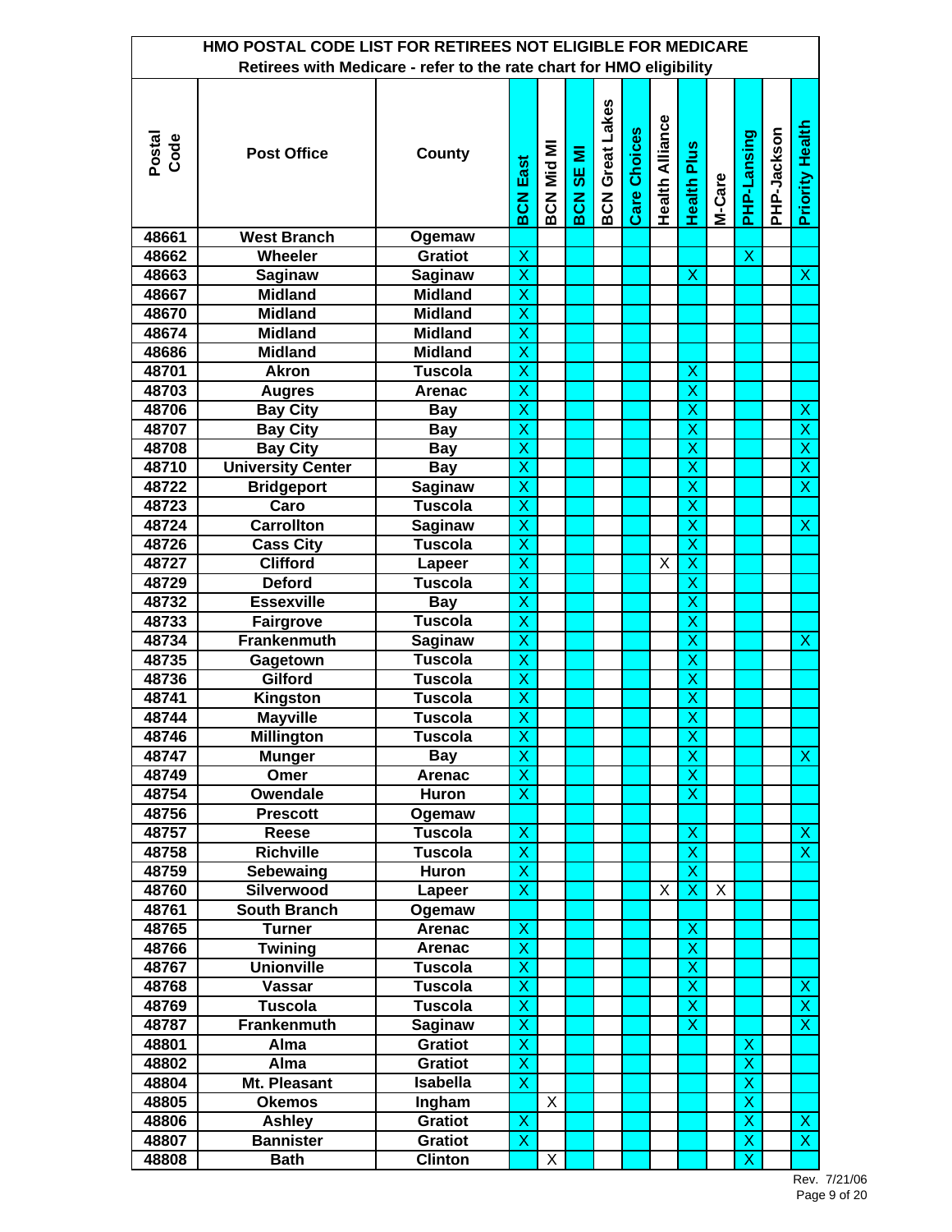# HMO POSTAL CODE LIST FOR RETIREES NOT ELIGIBLE FOR MEDICARE

Retirees with Medicare - refer to the rate chart for HMO eligibility

| Postal Code | Post Office | County | BCN East | BCN Mid MI | BCN SE MI | BCN Great Lakes | Care Choices | Health Alliance | Health Plus | M-Care | PHP-Lansing | PHP-Jackson | Priority Health |
|---|---|---|---|---|---|---|---|---|---|---|---|---|---|
| 48661 | West Branch | Ogemaw | | | | | | | | | | | |
| 48662 | Wheeler | Gratiot | X | | | | | | | | X | | |
| 48663 | Saginaw | Saginaw | X | | | | | | X | | | | X |
| 48667 | Midland | Midland | X | | | | | | | | | | |
| 48670 | Midland | Midland | X | | | | | | | | | | |
| 48674 | Midland | Midland | X | | | | | | | | | | |
| 48686 | Midland | Midland | X | | | | | | | | | | |
| 48701 | Akron | Tuscola | X | | | | | | X | | | | |
| 48703 | Augres | Arenac | X | | | | | | X | | | | |
| 48706 | Bay City | Bay | X | | | | | | X | | | | X |
| 48707 | Bay City | Bay | X | | | | | | X | | | | X |
| 48708 | Bay City | Bay | X | | | | | | X | | | | X |
| 48710 | University Center | Bay | X | | | | | | X | | | | X |
| 48722 | Bridgeport | Saginaw | X | | | | | | X | | | | X |
| 48723 | Caro | Tuscola | X | | | | | | X | | | | |
| 48724 | Carrollton | Saginaw | X | | | | | | X | | | | X |
| 48726 | Cass City | Tuscola | X | | | | | | X | | | | |
| 48727 | Clifford | Lapeer | X | | | | | X | X | | | | |
| 48729 | Deford | Tuscola | X | | | | | | X | | | | |
| 48732 | Essexville | Bay | X | | | | | | X | | | | |
| 48733 | Fairgrove | Tuscola | X | | | | | | X | | | | |
| 48734 | Frankenmuth | Saginaw | X | | | | | | X | | | | X |
| 48735 | Gagetown | Tuscola | X | | | | | | X | | | | |
| 48736 | Gilford | Tuscola | X | | | | | | X | | | | |
| 48741 | Kingston | Tuscola | X | | | | | | X | | | | |
| 48744 | Mayville | Tuscola | X | | | | | | X | | | | |
| 48746 | Millington | Tuscola | X | | | | | | X | | | | |
| 48747 | Munger | Bay | X | | | | | | X | | | | X |
| 48749 | Omer | Arenac | X | | | | | | X | | | | |
| 48754 | Owendale | Huron | X | | | | | | X | | | | |
| 48756 | Prescott | Ogemaw | | | | | | | | | | | |
| 48757 | Reese | Tuscola | X | | | | | | X | | | | X |
| 48758 | Richville | Tuscola | X | | | | | | X | | | | X |
| 48759 | Sebewaing | Huron | X | | | | | | X | | | | |
| 48760 | Silverwood | Lapeer | X | | | | | X | X | X | | | |
| 48761 | South Branch | Ogemaw | | | | | | | | | | | |
| 48765 | Turner | Arenac | X | | | | | | X | | | | |
| 48766 | Twining | Arenac | X | | | | | | X | | | | |
| 48767 | Unionville | Tuscola | X | | | | | | X | | | | |
| 48768 | Vassar | Tuscola | X | | | | | | X | | | | X |
| 48769 | Tuscola | Tuscola | X | | | | | | X | | | | X |
| 48787 | Frankenmuth | Saginaw | X | | | | | | X | | | | X |
| 48801 | Alma | Gratiot | X | | | | | | | | X | | |
| 48802 | Alma | Gratiot | X | | | | | | | | X | | |
| 48804 | Mt. Pleasant | Isabella | X | | | | | | | | X | | |
| 48805 | Okemos | Ingham | | X | | | | | | | X | | |
| 48806 | Ashley | Gratiot | X | | | | | | | | X | | X |
| 48807 | Bannister | Gratiot | X | | | | | | | | X | | X |
| 48808 | Bath | Clinton | | X | | | | | | | X | | |

Rev. 7/21/06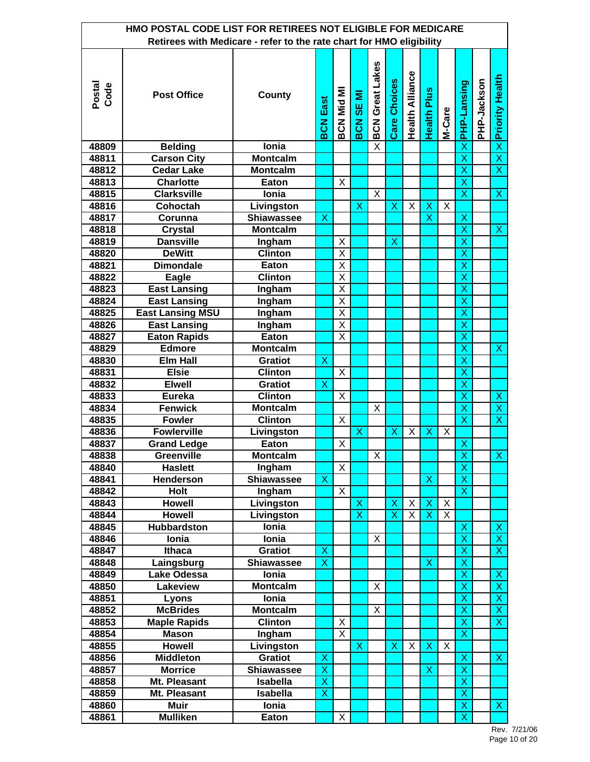## HMO POSTAL CODE LIST FOR RETIREES NOT ELIGIBLE FOR MEDICARE

Retirees with Medicare - refer to the rate chart for HMO eligibility

| Postal Code | Post Office | County | BCN East | BCN Mid MI | BCN SE MI | BCN Great Lakes | Care Choices | Health Alliance | Health Plus | M-Care | PHP-Lansing | PHP-Jackson | Priority Health |
|---|---|---|---|---|---|---|---|---|---|---|---|---|---|
| 48809 | Belding | Ionia | | | | X | | | | | X | | X |
| 48811 | Carson City | Montcalm | | | | | | | | | X | | X |
| 48812 | Cedar Lake | Montcalm | | | | | | | | | X | | X |
| 48813 | Charlotte | Eaton | | X | | | | | | | X | | |
| 48815 | Clarksville | Ionia | | | | X | | | | | X | | X |
| 48816 | Cohoctah | Livingston | | | X | | X | X | X | X | | | |
| 48817 | Corunna | Shiawassee | X | | | | | | X | | X | | |
| 48818 | Crystal | Montcalm | | | | | | | | | X | | X |
| 48819 | Dansville | Ingham | | X | | | X | | | | X | | |
| 48820 | DeWitt | Clinton | | X | | | | | | | X | | |
| 48821 | Dimondale | Eaton | | X | | | | | | | X | | |
| 48822 | Eagle | Clinton | | X | | | | | | | X | | |
| 48823 | East Lansing | Ingham | | X | | | | | | | X | | |
| 48824 | East Lansing | Ingham | | X | | | | | | | X | | |
| 48825 | East Lansing MSU | Ingham | | X | | | | | | | X | | |
| 48826 | East Lansing | Ingham | | X | | | | | | | X | | |
| 48827 | Eaton Rapids | Eaton | | X | | | | | | | X | | |
| 48829 | Edmore | Montcalm | | | | | | | | | X | | X |
| 48830 | Elm Hall | Gratiot | X | | | | | | | | X | | |
| 48831 | Elsie | Clinton | | X | | | | | | | X | | |
| 48832 | Elwell | Gratiot | X | | | | | | | | X | | |
| 48833 | Eureka | Clinton | | X | | | | | | | X | | X |
| 48834 | Fenwick | Montcalm | | | | X | | | | | X | | X |
| 48835 | Fowler | Clinton | | X | | | | | | | X | | X |
| 48836 | Fowlerville | Livingston | | | X | | X | X | X | X | | | |
| 48837 | Grand Ledge | Eaton | | X | | | | | | | X | | |
| 48838 | Greenville | Montcalm | | | | X | | | | | X | | X |
| 48840 | Haslett | Ingham | | X | | | | | | | X | | |
| 48841 | Henderson | Shiawassee | X | | | | | | X | | X | | |
| 48842 | Holt | Ingham | | X | | | | | | | X | | |
| 48843 | Howell | Livingston | | | X | | X | X | X | X | | | |
| 48844 | Howell | Livingston | | | X | | X | X | X | X | | | |
| 48845 | Hubbardston | Ionia | | | | | | | | | X | | X |
| 48846 | Ionia | Ionia | | | | X | | | | | X | | X |
| 48847 | Ithaca | Gratiot | X | | | | | | | | X | | X |
| 48848 | Laingsburg | Shiawassee | X | | | | | | X | | X | | |
| 48849 | Lake Odessa | Ionia | | | | | | | | | X | | X |
| 48850 | Lakeview | Montcalm | | | | X | | | | | X | | X |
| 48851 | Lyons | Ionia | | | | | | | | | X | | X |
| 48852 | McBrides | Montcalm | | | | X | | | | | X | | X |
| 48853 | Maple Rapids | Clinton | | X | | | | | | | X | | X |
| 48854 | Mason | Ingham | | X | | | | | | | X | | |
| 48855 | Howell | Livingston | | | X | | X | X | X | X | | | |
| 48856 | Middleton | Gratiot | X | | | | | | | | X | | X |
| 48857 | Morrice | Shiawassee | X | | | | | | X | | X | | |
| 48858 | Mt. Pleasant | Isabella | X | | | | | | | | X | | |
| 48859 | Mt. Pleasant | Isabella | X | | | | | | | | X | | |
| 48860 | Muir | Ionia | | | | | | | | | X | | X |
| 48861 | Mulliken | Eaton | | X | | | | | | | X | | |

Rev. 7/21/06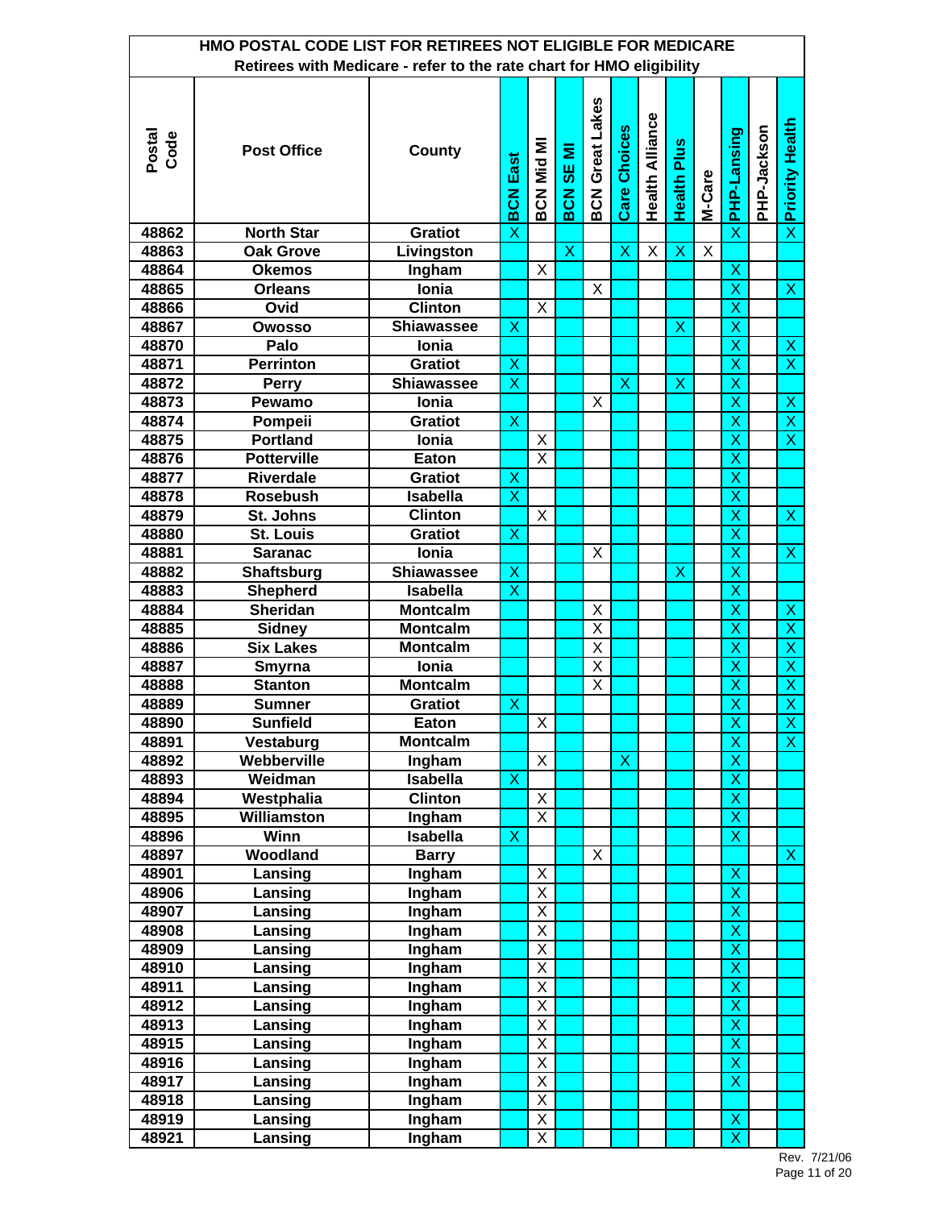# HMO POSTAL CODE LIST FOR RETIREES NOT ELIGIBLE FOR MEDICARE

Retirees with Medicare - refer to the rate chart for HMO eligibility

| Postal Code | Post Office | County | BCN East | BCN Mid MI | BCN SE MI | BCN Great Lakes | Care Choices | Health Alliance | Health Plus | M-Care | PHP-Lansing | PHP-Jackson | Priority Health |
|---|---|---|---|---|---|---|---|---|---|---|---|---|---|
| 48862 | North Star | Gratiot | X | | | | | | | | X | | X |
| 48863 | Oak Grove | Livingston | | | X | | X | X | X | X | | | |
| 48864 | Okemos | Ingham | | X | | | | | | | X | | |
| 48865 | Orleans | Ionia | | | | X | | | | | X | | X |
| 48866 | Ovid | Clinton | | X | | | | | | | X | | |
| 48867 | Owosso | Shiawassee | X | | | | | | X | | X | | |
| 48870 | Palo | Ionia | | | | | | | | | X | | X |
| 48871 | Perrinton | Gratiot | X | | | | | | | | X | | X |
| 48872 | Perry | Shiawassee | X | | | | X | | X | | X | | |
| 48873 | Pewamo | Ionia | | | | X | | | | | X | | X |
| 48874 | Pompeii | Gratiot | X | | | | | | | | X | | X |
| 48875 | Portland | Ionia | | X | | | | | | | X | | X |
| 48876 | Potterville | Eaton | | X | | | | | | | X | | |
| 48877 | Riverdale | Gratiot | X | | | | | | | | X | | |
| 48878 | Rosebush | Isabella | X | | | | | | | | X | | |
| 48879 | St. Johns | Clinton | | X | | | | | | | X | | X |
| 48880 | St. Louis | Gratiot | X | | | | | | | | X | | |
| 48881 | Saranac | Ionia | | | | X | | | | | X | | X |
| 48882 | Shaftsburg | Shiawassee | X | | | | | | X | | X | | |
| 48883 | Shepherd | Isabella | X | | | | | | | | X | | |
| 48884 | Sheridan | Montcalm | | | | X | | | | | X | | X |
| 48885 | Sidney | Montcalm | | | | X | | | | | X | | X |
| 48886 | Six Lakes | Montcalm | | | | X | | | | | X | | X |
| 48887 | Smyrna | Ionia | | | | X | | | | | X | | X |
| 48888 | Stanton | Montcalm | | | | X | | | | | X | | X |
| 48889 | Sumner | Gratiot | X | | | | | | | | X | | X |
| 48890 | Sunfield | Eaton | | X | | | | | | | X | | X |
| 48891 | Vestaburg | Montcalm | | | | | | | | | X | | X |
| 48892 | Webberville | Ingham | | X | | | X | | | | X | | |
| 48893 | Weidman | Isabella | X | | | | | | | | X | | |
| 48894 | Westphalia | Clinton | | X | | | | | | | X | | |
| 48895 | Williamston | Ingham | | X | | | | | | | X | | |
| 48896 | Winn | Isabella | X | | | | | | | | X | | |
| 48897 | Woodland | Barry | | | | X | | | | | | | X |
| 48901 | Lansing | Ingham | | X | | | | | | | X | | |
| 48906 | Lansing | Ingham | | X | | | | | | | X | | |
| 48907 | Lansing | Ingham | | X | | | | | | | X | | |
| 48908 | Lansing | Ingham | | X | | | | | | | X | | |
| 48909 | Lansing | Ingham | | X | | | | | | | X | | |
| 48910 | Lansing | Ingham | | X | | | | | | | X | | |
| 48911 | Lansing | Ingham | | X | | | | | | | X | | |
| 48912 | Lansing | Ingham | | X | | | | | | | X | | |
| 48913 | Lansing | Ingham | | X | | | | | | | X | | |
| 48915 | Lansing | Ingham | | X | | | | | | | X | | |
| 48916 | Lansing | Ingham | | X | | | | | | | X | | |
| 48917 | Lansing | Ingham | | X | | | | | | | X | | |
| 48918 | Lansing | Ingham | | X | | | | | | | | | |
| 48919 | Lansing | Ingham | | X | | | | | | | X | | |
| 48921 | Lansing | Ingham | | X | | | | | | | X | | |

Rev. 7/21/06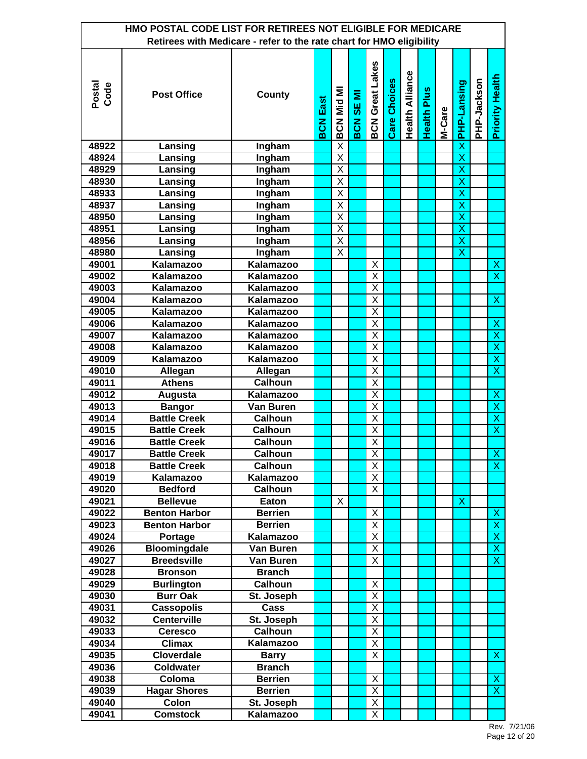## HMO POSTAL CODE LIST FOR RETIREES NOT ELIGIBLE FOR MEDICARE

Retirees with Medicare - refer to the rate chart for HMO eligibility

| Postal Code | Post Office | County | BCN East | BCN Mid MI | BCN SE MI | BCN Great Lakes | Care Choices | Health Alliance | Health Plus | M-Care | PHP-Lansing | PHP-Jackson | Priority Health |
|---|---|---|---|---|---|---|---|---|---|---|---|---|---|
| 48922 | Lansing | Ingham | | X | | | | | | | X | | |
| 48924 | Lansing | Ingham | | X | | | | | | | X | | |
| 48929 | Lansing | Ingham | | X | | | | | | | X | | |
| 48930 | Lansing | Ingham | | X | | | | | | | X | | |
| 48933 | Lansing | Ingham | | X | | | | | | | X | | |
| 48937 | Lansing | Ingham | | X | | | | | | | X | | |
| 48950 | Lansing | Ingham | | X | | | | | | | X | | |
| 48951 | Lansing | Ingham | | X | | | | | | | X | | |
| 48956 | Lansing | Ingham | | X | | | | | | | X | | |
| 48980 | Lansing | Ingham | | X | | | | | | | X | | |
| 49001 | Kalamazoo | Kalamazoo | | | | X | | | | | | | X |
| 49002 | Kalamazoo | Kalamazoo | | | | X | | | | | | | X |
| 49003 | Kalamazoo | Kalamazoo | | | | X | | | | | | | |
| 49004 | Kalamazoo | Kalamazoo | | | | X | | | | | | | X |
| 49005 | Kalamazoo | Kalamazoo | | | | X | | | | | | | |
| 49006 | Kalamazoo | Kalamazoo | | | | X | | | | | | | X |
| 49007 | Kalamazoo | Kalamazoo | | | | X | | | | | | | X |
| 49008 | Kalamazoo | Kalamazoo | | | | X | | | | | | | X |
| 49009 | Kalamazoo | Kalamazoo | | | | X | | | | | | | X |
| 49010 | Allegan | Allegan | | | | X | | | | | | | X |
| 49011 | Athens | Calhoun | | | | X | | | | | | | |
| 49012 | Augusta | Kalamazoo | | | | X | | | | | | | X |
| 49013 | Bangor | Van Buren | | | | X | | | | | | | X |
| 49014 | Battle Creek | Calhoun | | | | X | | | | | | | X |
| 49015 | Battle Creek | Calhoun | | | | X | | | | | | | X |
| 49016 | Battle Creek | Calhoun | | | | X | | | | | | | |
| 49017 | Battle Creek | Calhoun | | | | X | | | | | | | X |
| 49018 | Battle Creek | Calhoun | | | | X | | | | | | | X |
| 49019 | Kalamazoo | Kalamazoo | | | | X | | | | | | | |
| 49020 | Bedford | Calhoun | | | | X | | | | | | | |
| 49021 | Bellevue | Eaton | | X | | | | | | | X | | |
| 49022 | Benton Harbor | Berrien | | | | X | | | | | | | X |
| 49023 | Benton Harbor | Berrien | | | | X | | | | | | | X |
| 49024 | Portage | Kalamazoo | | | | X | | | | | | | X |
| 49026 | Bloomingdale | Van Buren | | | | X | | | | | | | X |
| 49027 | Breedsville | Van Buren | | | | X | | | | | | | X |
| 49028 | Bronson | Branch | | | | | | | | | | | |
| 49029 | Burlington | Calhoun | | | | X | | | | | | | |
| 49030 | Burr Oak | St. Joseph | | | | X | | | | | | | |
| 49031 | Cassopolis | Cass | | | | X | | | | | | | |
| 49032 | Centerville | St. Joseph | | | | X | | | | | | | |
| 49033 | Ceresco | Calhoun | | | | X | | | | | | | |
| 49034 | Climax | Kalamazoo | | | | X | | | | | | | |
| 49035 | Cloverdale | Barry | | | | X | | | | | | | X |
| 49036 | Coldwater | Branch | | | | | | | | | | | |
| 49038 | Coloma | Berrien | | | | X | | | | | | | X |
| 49039 | Hagar Shores | Berrien | | | | X | | | | | | | X |
| 49040 | Colon | St. Joseph | | | | X | | | | | | | |
| 49041 | Comstock | Kalamazoo | | | | X | | | | | | | |

Rev. 7/21/06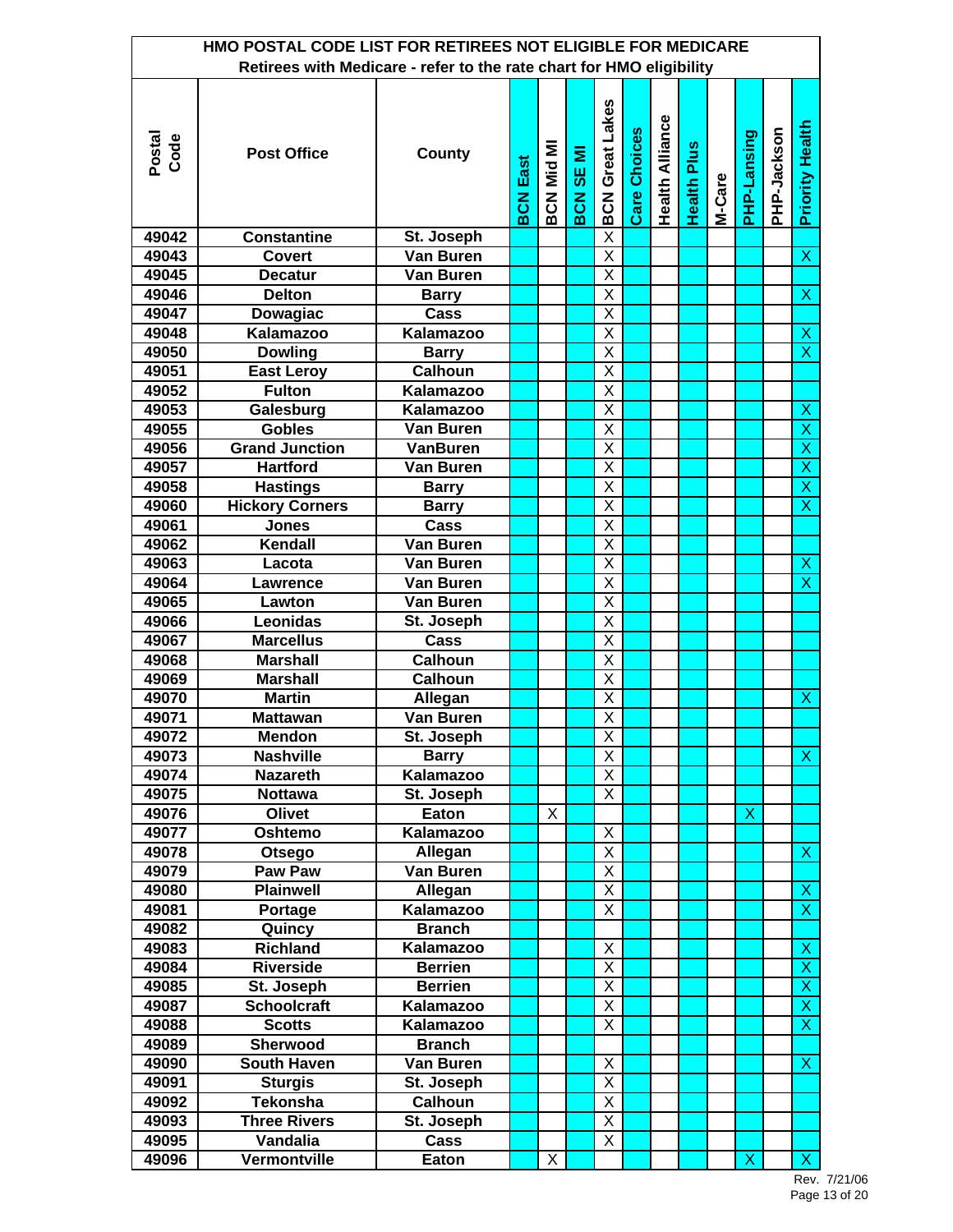HMO POSTAL CODE LIST FOR RETIREES NOT ELIGIBLE FOR MEDICARE

Retirees with Medicare - refer to the rate chart for HMO eligibility

| Postal Code | Post Office | County | BCN East | BCN Mid MI | BCN SE MI | BCN Great Lakes | Care Choices | Health Alliance | Health Plus | M-Care | PHP-Lansing | PHP-Jackson | Priority Health |
|---|---|---|---|---|---|---|---|---|---|---|---|---|---|
| 49042 | Constantine | St. Joseph | | | | X | | | | | | | |
| 49043 | Covert | Van Buren | | | | X | | | | | | | X |
| 49045 | Decatur | Van Buren | | | | X | | | | | | | |
| 49046 | Delton | Barry | | | | X | | | | | | | X |
| 49047 | Dowagiac | Cass | | | | X | | | | | | | |
| 49048 | Kalamazoo | Kalamazoo | | | | X | | | | | | | X |
| 49050 | Dowling | Barry | | | | X | | | | | | | X |
| 49051 | East Leroy | Calhoun | | | | X | | | | | | | |
| 49052 | Fulton | Kalamazoo | | | | X | | | | | | | |
| 49053 | Galesburg | Kalamazoo | | | | X | | | | | | | X |
| 49055 | Gobles | Van Buren | | | | X | | | | | | | X |
| 49056 | Grand Junction | VanBuren | | | | X | | | | | | | X |
| 49057 | Hartford | Van Buren | | | | X | | | | | | | X |
| 49058 | Hastings | Barry | | | | X | | | | | | | X |
| 49060 | Hickory Corners | Barry | | | | X | | | | | | | X |
| 49061 | Jones | Cass | | | | X | | | | | | | |
| 49062 | Kendall | Van Buren | | | | X | | | | | | | |
| 49063 | Lacota | Van Buren | | | | X | | | | | | | X |
| 49064 | Lawrence | Van Buren | | | | X | | | | | | | X |
| 49065 | Lawton | Van Buren | | | | X | | | | | | | |
| 49066 | Leonidas | St. Joseph | | | | X | | | | | | | |
| 49067 | Marcellus | Cass | | | | X | | | | | | | |
| 49068 | Marshall | Calhoun | | | | X | | | | | | | |
| 49069 | Marshall | Calhoun | | | | X | | | | | | | |
| 49070 | Martin | Allegan | | | | X | | | | | | | X |
| 49071 | Mattawan | Van Buren | | | | X | | | | | | | |
| 49072 | Mendon | St. Joseph | | | | X | | | | | | | |
| 49073 | Nashville | Barry | | | | X | | | | | | | X |
| 49074 | Nazareth | Kalamazoo | | | | X | | | | | | | |
| 49075 | Nottawa | St. Joseph | | | | X | | | | | | | |
| 49076 | Olivet | Eaton | | X | | | | | | | X | | |
| 49077 | Oshtemo | Kalamazoo | | | | X | | | | | | | |
| 49078 | Otsego | Allegan | | | | X | | | | | | | X |
| 49079 | Paw Paw | Van Buren | | | | X | | | | | | | |
| 49080 | Plainwell | Allegan | | | | X | | | | | | | X |
| 49081 | Portage | Kalamazoo | | | | X | | | | | | | X |
| 49082 | Quincy | Branch | | | | | | | | | | | |
| 49083 | Richland | Kalamazoo | | | | X | | | | | | | X |
| 49084 | Riverside | Berrien | | | | X | | | | | | | X |
| 49085 | St. Joseph | Berrien | | | | X | | | | | | | X |
| 49087 | Schoolcraft | Kalamazoo | | | | X | | | | | | | X |
| 49088 | Scotts | Kalamazoo | | | | X | | | | | | | X |
| 49089 | Sherwood | Branch | | | | | | | | | | | |
| 49090 | South Haven | Van Buren | | | | X | | | | | | | X |
| 49091 | Sturgis | St. Joseph | | | | X | | | | | | | |
| 49092 | Tekonsha | Calhoun | | | | X | | | | | | | |
| 49093 | Three Rivers | St. Joseph | | | | X | | | | | | | |
| 49095 | Vandalia | Cass | | | | X | | | | | | | |
| 49096 | Vermontville | Eaton | | X | | | | | | | X | | X |

Rev. 7/21/06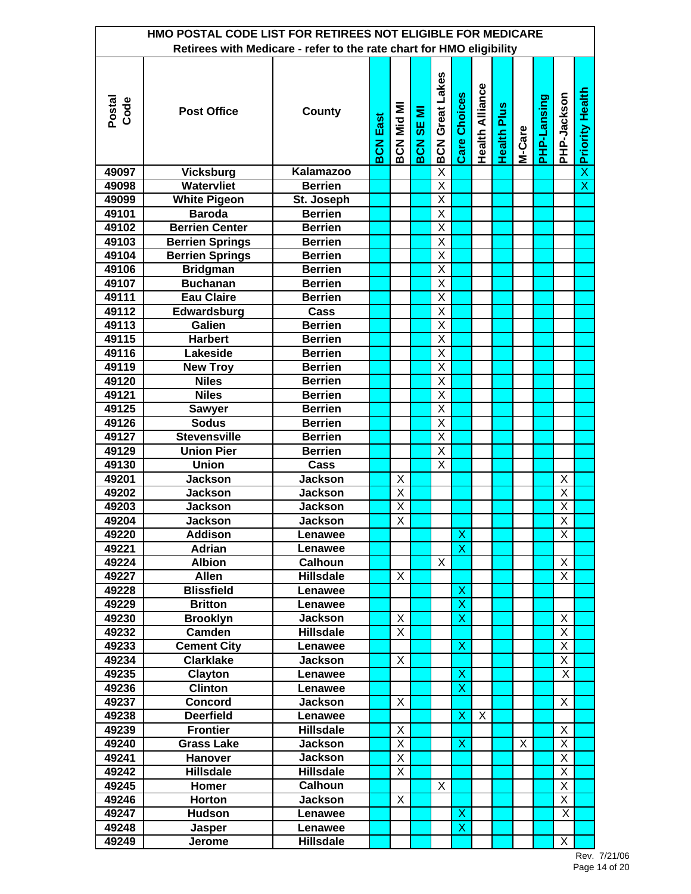# HMO POSTAL CODE LIST FOR RETIREES NOT ELIGIBLE FOR MEDICARE

Retirees with Medicare - refer to the rate chart for HMO eligibility

| Postal Code | Post Office | County | BCN East | BCN Mid MI | BCN SE MI | BCN Great Lakes | Care Choices | Health Alliance | Health Plus | M-Care | PHP-Lansing | PHP-Jackson | Priority Health |
|---|---|---|---|---|---|---|---|---|---|---|---|---|---|
| 49097 | Vicksburg | Kalamazoo | | | | X | | | | | | | X |
| 49098 | Watervliet | Berrien | | | | X | | | | | | | X |
| 49099 | White Pigeon | St. Joseph | | | | X | | | | | | | |
| 49101 | Baroda | Berrien | | | | X | | | | | | | |
| 49102 | Berrien Center | Berrien | | | | X | | | | | | | |
| 49103 | Berrien Springs | Berrien | | | | X | | | | | | | |
| 49104 | Berrien Springs | Berrien | | | | X | | | | | | | |
| 49106 | Bridgman | Berrien | | | | X | | | | | | | |
| 49107 | Buchanan | Berrien | | | | X | | | | | | | |
| 49111 | Eau Claire | Berrien | | | | X | | | | | | | |
| 49112 | Edwardsburg | Cass | | | | X | | | | | | | |
| 49113 | Galien | Berrien | | | | X | | | | | | | |
| 49115 | Harbert | Berrien | | | | X | | | | | | | |
| 49116 | Lakeside | Berrien | | | | X | | | | | | | |
| 49119 | New Troy | Berrien | | | | X | | | | | | | |
| 49120 | Niles | Berrien | | | | X | | | | | | | |
| 49121 | Niles | Berrien | | | | X | | | | | | | |
| 49125 | Sawyer | Berrien | | | | X | | | | | | | |
| 49126 | Sodus | Berrien | | | | X | | | | | | | |
| 49127 | Stevensville | Berrien | | | | X | | | | | | | |
| 49129 | Union Pier | Berrien | | | | X | | | | | | | |
| 49130 | Union | Cass | | | | X | | | | | | | |
| 49201 | Jackson | Jackson | | X | | | | | | | | X | |
| 49202 | Jackson | Jackson | | X | | | | | | | | X | |
| 49203 | Jackson | Jackson | | X | | | | | | | | X | |
| 49204 | Jackson | Jackson | | X | | | | | | | | X | |
| 49220 | Addison | Lenawee | | | | | X | | | | | X | |
| 49221 | Adrian | Lenawee | | | | | X | | | | | | |
| 49224 | Albion | Calhoun | | | | X | | | | | | X | |
| 49227 | Allen | Hillsdale | | X | | | | | | | | X | |
| 49228 | Blissfield | Lenawee | | | | | X | | | | | | |
| 49229 | Britton | Lenawee | | | | | X | | | | | | |
| 49230 | Brooklyn | Jackson | | X | | | X | | | | | X | |
| 49232 | Camden | Hillsdale | | X | | | | | | | | X | |
| 49233 | Cement City | Lenawee | | | | | X | | | | | X | |
| 49234 | Clarklake | Jackson | | X | | | | | | | | X | |
| 49235 | Clayton | Lenawee | | | | | X | | | | | X | |
| 49236 | Clinton | Lenawee | | | | | X | | | | | | |
| 49237 | Concord | Jackson | | X | | | | | | | | X | |
| 49238 | Deerfield | Lenawee | | | | | X | X | | | | | |
| 49239 | Frontier | Hillsdale | | X | | | | | | | | X | |
| 49240 | Grass Lake | Jackson | | X | | | X | | | X | | X | |
| 49241 | Hanover | Jackson | | X | | | | | | | | X | |
| 49242 | Hillsdale | Hillsdale | | X | | | | | | | | X | |
| 49245 | Homer | Calhoun | | | | X | | | | | | X | |
| 49246 | Horton | Jackson | | X | | | | | | | | X | |
| 49247 | Hudson | Lenawee | | | | | X | | | | | X | |
| 49248 | Jasper | Lenawee | | | | | X | | | | | | |
| 49249 | Jerome | Hillsdale | | | | | | | | | | X | |

Rev. 7/21/06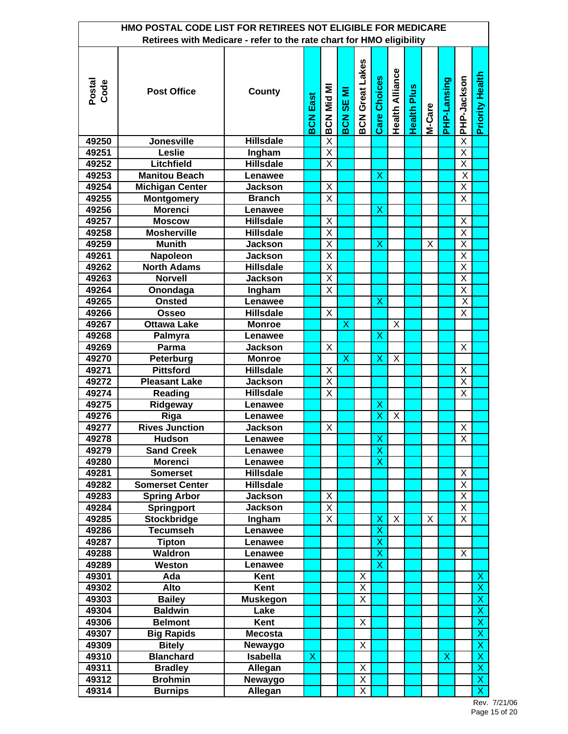# HMO POSTAL CODE LIST FOR RETIREES NOT ELIGIBLE FOR MEDICARE

Retirees with Medicare - refer to the rate chart for HMO eligibility

| Postal Code | Post Office | County | BCN East | BCN Mid MI | BCN SE MI | BCN Great Lakes | Care Choices | Health Alliance | Health Plus | M-Care | PHP-Lansing | PHP-Jackson | Priority Health |
|---|---|---|---|---|---|---|---|---|---|---|---|---|---|
| 49250 | Jonesville | Hillsdale | | X | | | | | | | | X | |
| 49251 | Leslie | Ingham | | X | | | | | | | | X | |
| 49252 | Litchfield | Hillsdale | | X | | | | | | | | X | |
| 49253 | Manitou Beach | Lenawee | | | | | X | | | | | X | |
| 49254 | Michigan Center | Jackson | | X | | | | | | | | X | |
| 49255 | Montgomery | Branch | | X | | | | | | | | X | |
| 49256 | Morenci | Lenawee | | | | | X | | | | | | |
| 49257 | Moscow | Hillsdale | | X | | | | | | | | X | |
| 49258 | Mosherville | Hillsdale | | X | | | | | | | | X | |
| 49259 | Munith | Jackson | | X | | | X | | | X | | X | |
| 49261 | Napoleon | Jackson | | X | | | | | | | | X | |
| 49262 | North Adams | Hillsdale | | X | | | | | | | | X | |
| 49263 | Norvell | Jackson | | X | | | | | | | | X | |
| 49264 | Onondaga | Ingham | | X | | | | | | | | X | |
| 49265 | Onsted | Lenawee | | | | | X | | | | | X | |
| 49266 | Osseo | Hillsdale | | X | | | | | | | | X | |
| 49267 | Ottawa Lake | Monroe | | | X | | | X | | | | | |
| 49268 | Palmyra | Lenawee | | | | | X | | | | | | |
| 49269 | Parma | Jackson | | X | | | | | | | | X | |
| 49270 | Peterburg | Monroe | | | X | | X | X | | | | | |
| 49271 | Pittsford | Hillsdale | | X | | | | | | | | X | |
| 49272 | Pleasant Lake | Jackson | | X | | | | | | | | X | |
| 49274 | Reading | Hillsdale | | X | | | | | | | | X | |
| 49275 | Ridgeway | Lenawee | | | | | X | | | | | | |
| 49276 | Riga | Lenawee | | | | | X | X | | | | | |
| 49277 | Rives Junction | Jackson | | X | | | | | | | | X | |
| 49278 | Hudson | Lenawee | | | | | X | | | | | X | |
| 49279 | Sand Creek | Lenawee | | | | | X | | | | | | |
| 49280 | Morenci | Lenawee | | | | | X | | | | | | |
| 49281 | Somerset | Hillsdale | | | | | | | | | | X | |
| 49282 | Somerset Center | Hillsdale | | | | | | | | | | X | |
| 49283 | Spring Arbor | Jackson | | X | | | | | | | | X | |
| 49284 | Springport | Jackson | | X | | | | | | | | X | |
| 49285 | Stockbridge | Ingham | | X | | | X | X | | X | | X | |
| 49286 | Tecumseh | Lenawee | | | | | X | | | | | | |
| 49287 | Tipton | Lenawee | | | | | X | | | | | | |
| 49288 | Waldron | Lenawee | | | | | X | | | | | X | |
| 49289 | Weston | Lenawee | | | | | X | | | | | | |
| 49301 | Ada | Kent | | | | X | | | | | | | X |
| 49302 | Alto | Kent | | | | X | | | | | | | X |
| 49303 | Bailey | Muskegon | | | | X | | | | | | | X |
| 49304 | Baldwin | Lake | | | | | | | | | | | X |
| 49306 | Belmont | Kent | | | | X | | | | | | | X |
| 49307 | Big Rapids | Mecosta | | | | | | | | | | | X |
| 49309 | Bitely | Newaygo | | | | X | | | | | | | X |
| 49310 | Blanchard | Isabella | X | | | | | | | | X | | X |
| 49311 | Bradley | Allegan | | | | X | | | | | | | X |
| 49312 | Brohmin | Newaygo | | | | X | | | | | | | X |
| 49314 | Burnips | Allegan | | | | X | | | | | | | X |

Rev. 7/21/06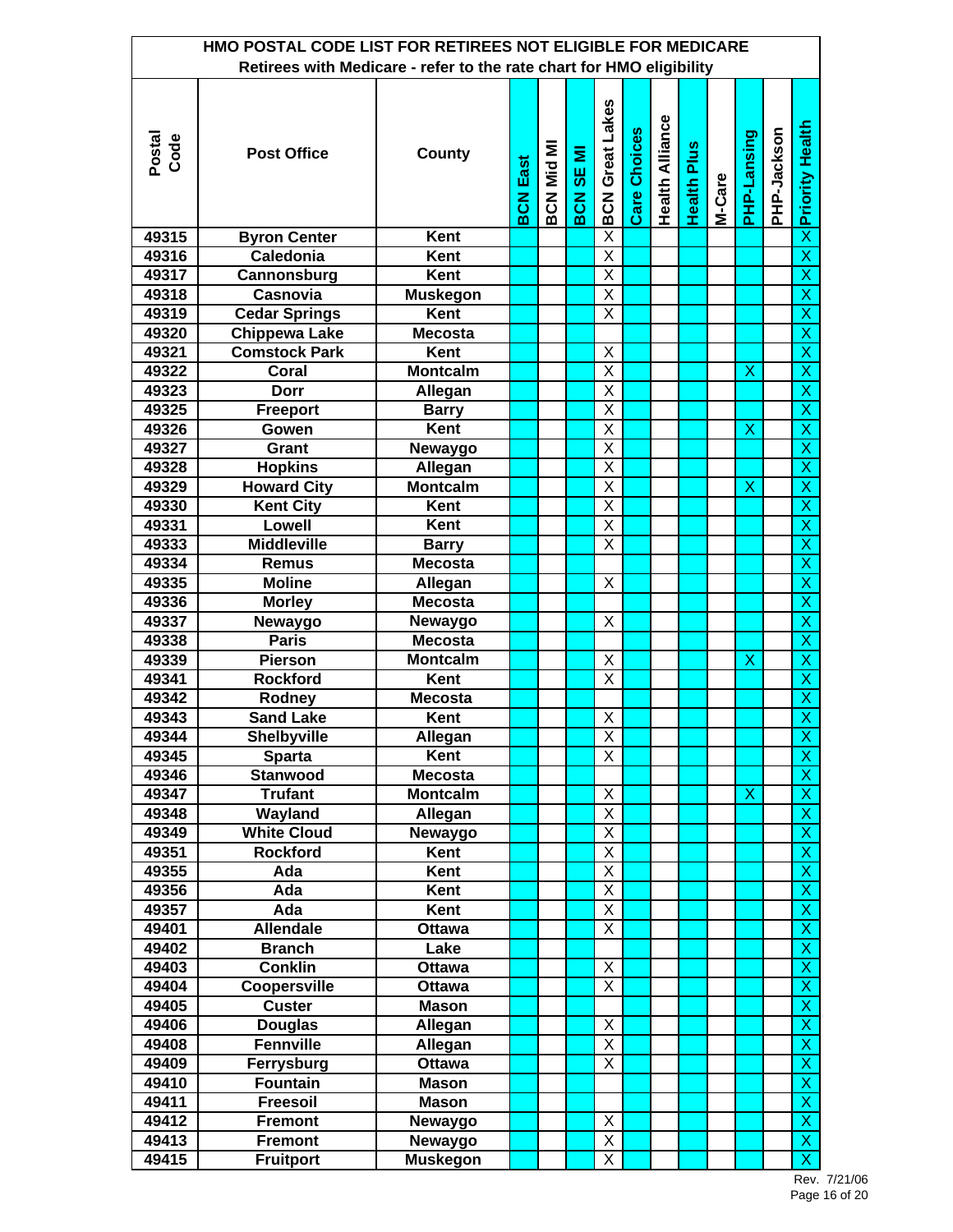**HMO POSTAL CODE LIST FOR RETIREES NOT ELIGIBLE FOR MEDICARE**

**Retirees with Medicare - refer to the rate chart for HMO eligibility**

| Postal Code | Post Office | County | BCN East | BCN Mid MI | BCN SE MI | BCN Great Lakes | Care Choices | Health Alliance | Health Plus | M-Care | PHP-Lansing | PHP-Jackson | Priority Health |
|---|---|---|---|---|---|---|---|---|---|---|---|---|---|
| 49315 | Byron Center | Kent | | | | X | | | | | | | X |
| 49316 | Caledonia | Kent | | | | X | | | | | | | X |
| 49317 | Cannonsburg | Kent | | | | X | | | | | | | X |
| 49318 | Casnovia | Muskegon | | | | X | | | | | | | X |
| 49319 | Cedar Springs | Kent | | | | X | | | | | | | X |
| 49320 | Chippewa Lake | Mecosta | | | | | | | | | | | X |
| 49321 | Comstock Park | Kent | | | | X | | | | | | | X |
| 49322 | Coral | Montcalm | | | | X | | | | | X | | X |
| 49323 | Dorr | Allegan | | | | X | | | | | | | X |
| 49325 | Freeport | Barry | | | | X | | | | | | | X |
| 49326 | Gowen | Kent | | | | X | | | | | X | | X |
| 49327 | Grant | Newaygo | | | | X | | | | | | | X |
| 49328 | Hopkins | Allegan | | | | X | | | | | | | X |
| 49329 | Howard City | Montcalm | | | | X | | | | | X | | X |
| 49330 | Kent City | Kent | | | | X | | | | | | | X |
| 49331 | Lowell | Kent | | | | X | | | | | | | X |
| 49333 | Middleville | Barry | | | | X | | | | | | | X |
| 49334 | Remus | Mecosta | | | | | | | | | | | X |
| 49335 | Moline | Allegan | | | | X | | | | | | | X |
| 49336 | Morley | Mecosta | | | | | | | | | | | X |
| 49337 | Newaygo | Newaygo | | | | X | | | | | | | X |
| 49338 | Paris | Mecosta | | | | | | | | | | | X |
| 49339 | Pierson | Montcalm | | | | X | | | | | X | | X |
| 49341 | Rockford | Kent | | | | X | | | | | | | X |
| 49342 | Rodney | Mecosta | | | | | | | | | | | X |
| 49343 | Sand Lake | Kent | | | | X | | | | | | | X |
| 49344 | Shelbyville | Allegan | | | | X | | | | | | | X |
| 49345 | Sparta | Kent | | | | X | | | | | | | X |
| 49346 | Stanwood | Mecosta | | | | | | | | | | | X |
| 49347 | Trufant | Montcalm | | | | X | | | | | X | | X |
| 49348 | Wayland | Allegan | | | | X | | | | | | | X |
| 49349 | White Cloud | Newaygo | | | | X | | | | | | | X |
| 49351 | Rockford | Kent | | | | X | | | | | | | X |
| 49355 | Ada | Kent | | | | X | | | | | | | X |
| 49356 | Ada | Kent | | | | X | | | | | | | X |
| 49357 | Ada | Kent | | | | X | | | | | | | X |
| 49401 | Allendale | Ottawa | | | | X | | | | | | | X |
| 49402 | Branch | Lake | | | | | | | | | | | X |
| 49403 | Conklin | Ottawa | | | | X | | | | | | | X |
| 49404 | Coopersville | Ottawa | | | | X | | | | | | | X |
| 49405 | Custer | Mason | | | | | | | | | | | X |
| 49406 | Douglas | Allegan | | | | X | | | | | | | X |
| 49408 | Fennville | Allegan | | | | X | | | | | | | X |
| 49409 | Ferrysburg | Ottawa | | | | X | | | | | | | X |
| 49410 | Fountain | Mason | | | | | | | | | | | X |
| 49411 | Freesoil | Mason | | | | | | | | | | | X |
| 49412 | Fremont | Newaygo | | | | X | | | | | | | X |
| 49413 | Fremont | Newaygo | | | | X | | | | | | | X |
| 49415 | Fruitport | Muskegon | | | | X | | | | | | | X |

Rev. 7/21/06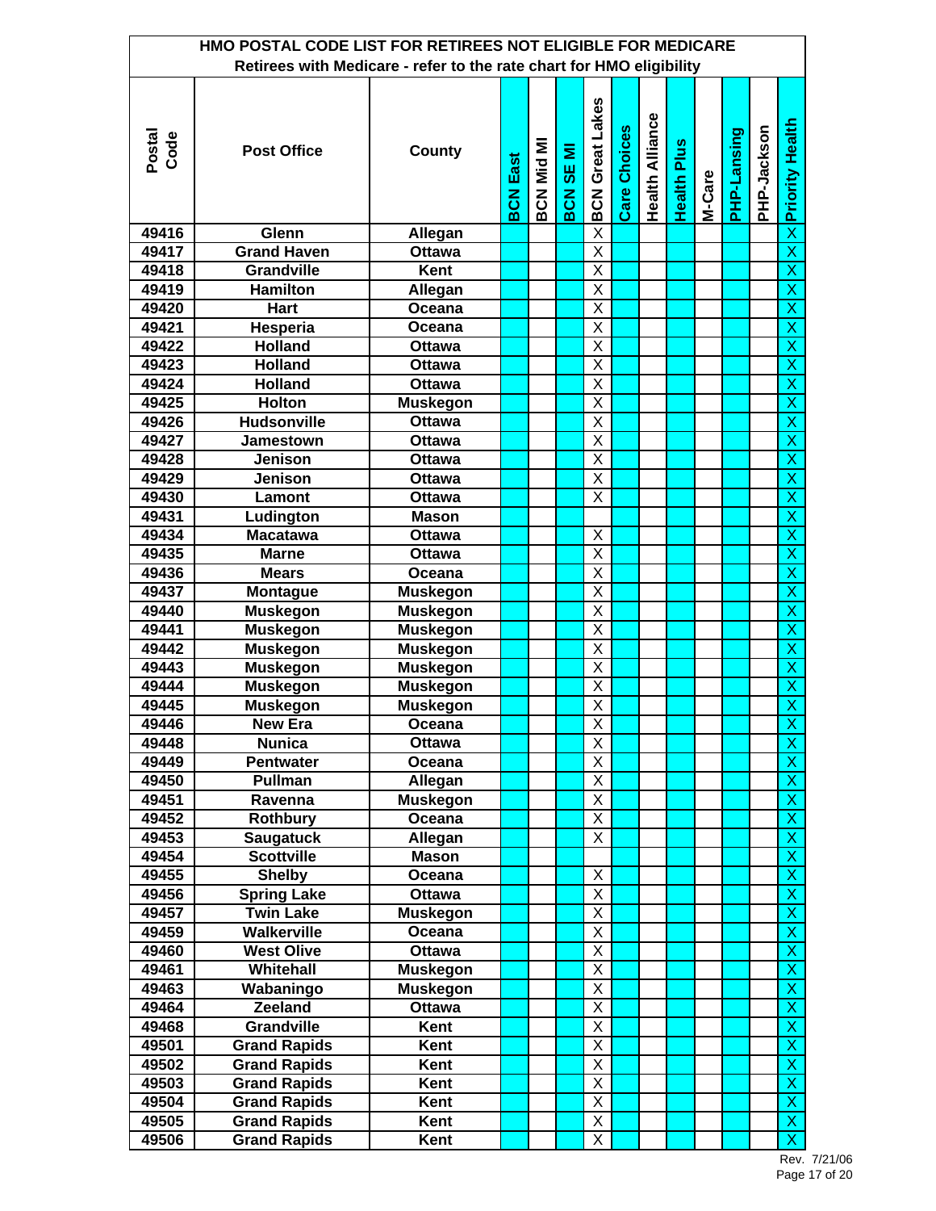## HMO POSTAL CODE LIST FOR RETIREES NOT ELIGIBLE FOR MEDICARE

Retirees with Medicare - refer to the rate chart for HMO eligibility

| Postal Code | Post Office | County | BCN East | BCN Mid MI | BCN SE MI | BCN Great Lakes | Care Choices | Health Alliance | Health Plus | M-Care | PHP-Lansing | PHP-Jackson | Priority Health |
|---|---|---|---|---|---|---|---|---|---|---|---|---|---|
| 49416 | Glenn | Allegan | | | | X | | | | | | | X |
| 49417 | Grand Haven | Ottawa | | | | X | | | | | | | X |
| 49418 | Grandville | Kent | | | | X | | | | | | | X |
| 49419 | Hamilton | Allegan | | | | X | | | | | | | X |
| 49420 | Hart | Oceana | | | | X | | | | | | | X |
| 49421 | Hesperia | Oceana | | | | X | | | | | | | X |
| 49422 | Holland | Ottawa | | | | X | | | | | | | X |
| 49423 | Holland | Ottawa | | | | X | | | | | | | X |
| 49424 | Holland | Ottawa | | | | X | | | | | | | X |
| 49425 | Holton | Muskegon | | | | X | | | | | | | X |
| 49426 | Hudsonville | Ottawa | | | | X | | | | | | | X |
| 49427 | Jamestown | Ottawa | | | | X | | | | | | | X |
| 49428 | Jenison | Ottawa | | | | X | | | | | | | X |
| 49429 | Jenison | Ottawa | | | | X | | | | | | | X |
| 49430 | Lamont | Ottawa | | | | X | | | | | | | X |
| 49431 | Ludington | Mason | | | | | | | | | | | X |
| 49434 | Macatawa | Ottawa | | | | X | | | | | | | X |
| 49435 | Marne | Ottawa | | | | X | | | | | | | X |
| 49436 | Mears | Oceana | | | | X | | | | | | | X |
| 49437 | Montague | Muskegon | | | | X | | | | | | | X |
| 49440 | Muskegon | Muskegon | | | | X | | | | | | | X |
| 49441 | Muskegon | Muskegon | | | | X | | | | | | | X |
| 49442 | Muskegon | Muskegon | | | | X | | | | | | | X |
| 49443 | Muskegon | Muskegon | | | | X | | | | | | | X |
| 49444 | Muskegon | Muskegon | | | | X | | | | | | | X |
| 49445 | Muskegon | Muskegon | | | | X | | | | | | | X |
| 49446 | New Era | Oceana | | | | X | | | | | | | X |
| 49448 | Nunica | Ottawa | | | | X | | | | | | | X |
| 49449 | Pentwater | Oceana | | | | X | | | | | | | X |
| 49450 | Pullman | Allegan | | | | X | | | | | | | X |
| 49451 | Ravenna | Muskegon | | | | X | | | | | | | X |
| 49452 | Rothbury | Oceana | | | | X | | | | | | | X |
| 49453 | Saugatuck | Allegan | | | | X | | | | | | | X |
| 49454 | Scottville | Mason | | | | | | | | | | | X |
| 49455 | Shelby | Oceana | | | | X | | | | | | | X |
| 49456 | Spring Lake | Ottawa | | | | X | | | | | | | X |
| 49457 | Twin Lake | Muskegon | | | | X | | | | | | | X |
| 49459 | Walkerville | Oceana | | | | X | | | | | | | X |
| 49460 | West Olive | Ottawa | | | | X | | | | | | | X |
| 49461 | Whitehall | Muskegon | | | | X | | | | | | | X |
| 49463 | Wabaningo | Muskegon | | | | X | | | | | | | X |
| 49464 | Zeeland | Ottawa | | | | X | | | | | | | X |
| 49468 | Grandville | Kent | | | | X | | | | | | | X |
| 49501 | Grand Rapids | Kent | | | | X | | | | | | | X |
| 49502 | Grand Rapids | Kent | | | | X | | | | | | | X |
| 49503 | Grand Rapids | Kent | | | | X | | | | | | | X |
| 49504 | Grand Rapids | Kent | | | | X | | | | | | | X |
| 49505 | Grand Rapids | Kent | | | | X | | | | | | | X |
| 49506 | Grand Rapids | Kent | | | | X | | | | | | | X |

Rev. 7/21/06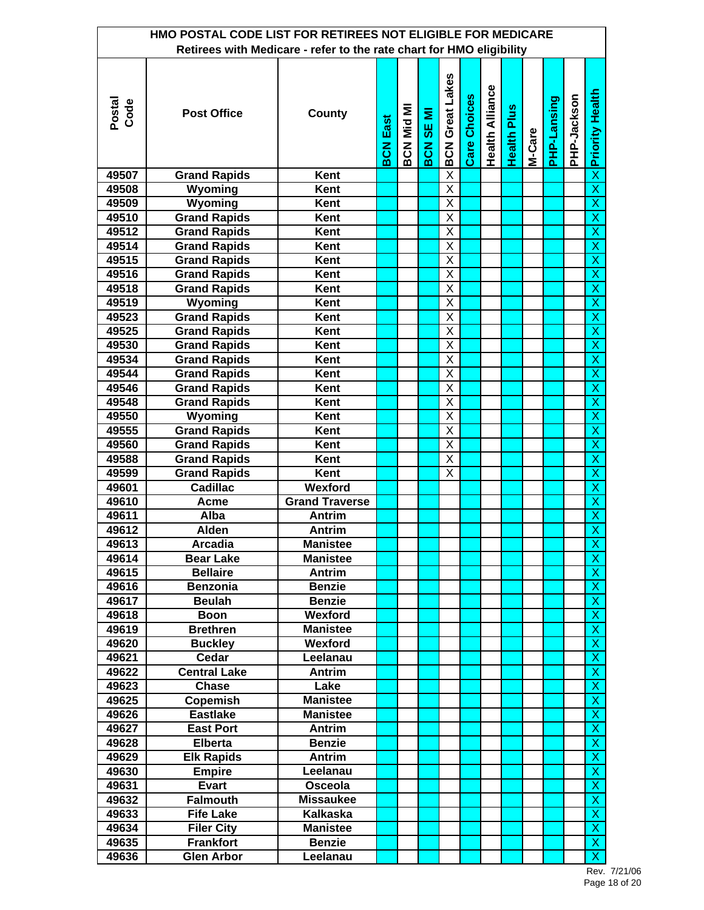# HMO POSTAL CODE LIST FOR RETIREES NOT ELIGIBLE FOR MEDICARE

Retirees with Medicare - refer to the rate chart for HMO eligibility

| Postal Code | Post Office | County | BCN East | BCN Mid MI | BCN SE MI | BCN Great Lakes | Care Choices | Health Alliance | Health Plus | M-Care | PHP-Lansing | PHP-Jackson | Priority Health |
|---|---|---|---|---|---|---|---|---|---|---|---|---|---|
| 49507 | Grand Rapids | Kent | | | | X | | | | | | | X |
| 49508 | Wyoming | Kent | | | | X | | | | | | | X |
| 49509 | Wyoming | Kent | | | | X | | | | | | | X |
| 49510 | Grand Rapids | Kent | | | | X | | | | | | | X |
| 49512 | Grand Rapids | Kent | | | | X | | | | | | | X |
| 49514 | Grand Rapids | Kent | | | | X | | | | | | | X |
| 49515 | Grand Rapids | Kent | | | | X | | | | | | | X |
| 49516 | Grand Rapids | Kent | | | | X | | | | | | | X |
| 49518 | Grand Rapids | Kent | | | | X | | | | | | | X |
| 49519 | Wyoming | Kent | | | | X | | | | | | | X |
| 49523 | Grand Rapids | Kent | | | | X | | | | | | | X |
| 49525 | Grand Rapids | Kent | | | | X | | | | | | | X |
| 49530 | Grand Rapids | Kent | | | | X | | | | | | | X |
| 49534 | Grand Rapids | Kent | | | | X | | | | | | | X |
| 49544 | Grand Rapids | Kent | | | | X | | | | | | | X |
| 49546 | Grand Rapids | Kent | | | | X | | | | | | | X |
| 49548 | Grand Rapids | Kent | | | | X | | | | | | | X |
| 49550 | Wyoming | Kent | | | | X | | | | | | | X |
| 49555 | Grand Rapids | Kent | | | | X | | | | | | | X |
| 49560 | Grand Rapids | Kent | | | | X | | | | | | | X |
| 49588 | Grand Rapids | Kent | | | | X | | | | | | | X |
| 49599 | Grand Rapids | Kent | | | | X | | | | | | | X |
| 49601 | Cadillac | Wexford | | | | | | | | | | | X |
| 49610 | Acme | Grand Traverse | | | | | | | | | | | X |
| 49611 | Alba | Antrim | | | | | | | | | | | X |
| 49612 | Alden | Antrim | | | | | | | | | | | X |
| 49613 | Arcadia | Manistee | | | | | | | | | | | X |
| 49614 | Bear Lake | Manistee | | | | | | | | | | | X |
| 49615 | Bellaire | Antrim | | | | | | | | | | | X |
| 49616 | Benzonia | Benzie | | | | | | | | | | | X |
| 49617 | Beulah | Benzie | | | | | | | | | | | X |
| 49618 | Boon | Wexford | | | | | | | | | | | X |
| 49619 | Brethren | Manistee | | | | | | | | | | | X |
| 49620 | Buckley | Wexford | | | | | | | | | | | X |
| 49621 | Cedar | Leelanau | | | | | | | | | | | X |
| 49622 | Central Lake | Antrim | | | | | | | | | | | X |
| 49623 | Chase | Lake | | | | | | | | | | | X |
| 49625 | Copemish | Manistee | | | | | | | | | | | X |
| 49626 | Eastlake | Manistee | | | | | | | | | | | X |
| 49627 | East Port | Antrim | | | | | | | | | | | X |
| 49628 | Elberta | Benzie | | | | | | | | | | | X |
| 49629 | Elk Rapids | Antrim | | | | | | | | | | | X |
| 49630 | Empire | Leelanau | | | | | | | | | | | X |
| 49631 | Evart | Osceola | | | | | | | | | | | X |
| 49632 | Falmouth | Missaukee | | | | | | | | | | | X |
| 49633 | Fife Lake | Kalkaska | | | | | | | | | | | X |
| 49634 | Filer City | Manistee | | | | | | | | | | | X |
| 49635 | Frankfort | Benzie | | | | | | | | | | | X |
| 49636 | Glen Arbor | Leelanau | | | | | | | | | | | X |

Rev. 7/21/06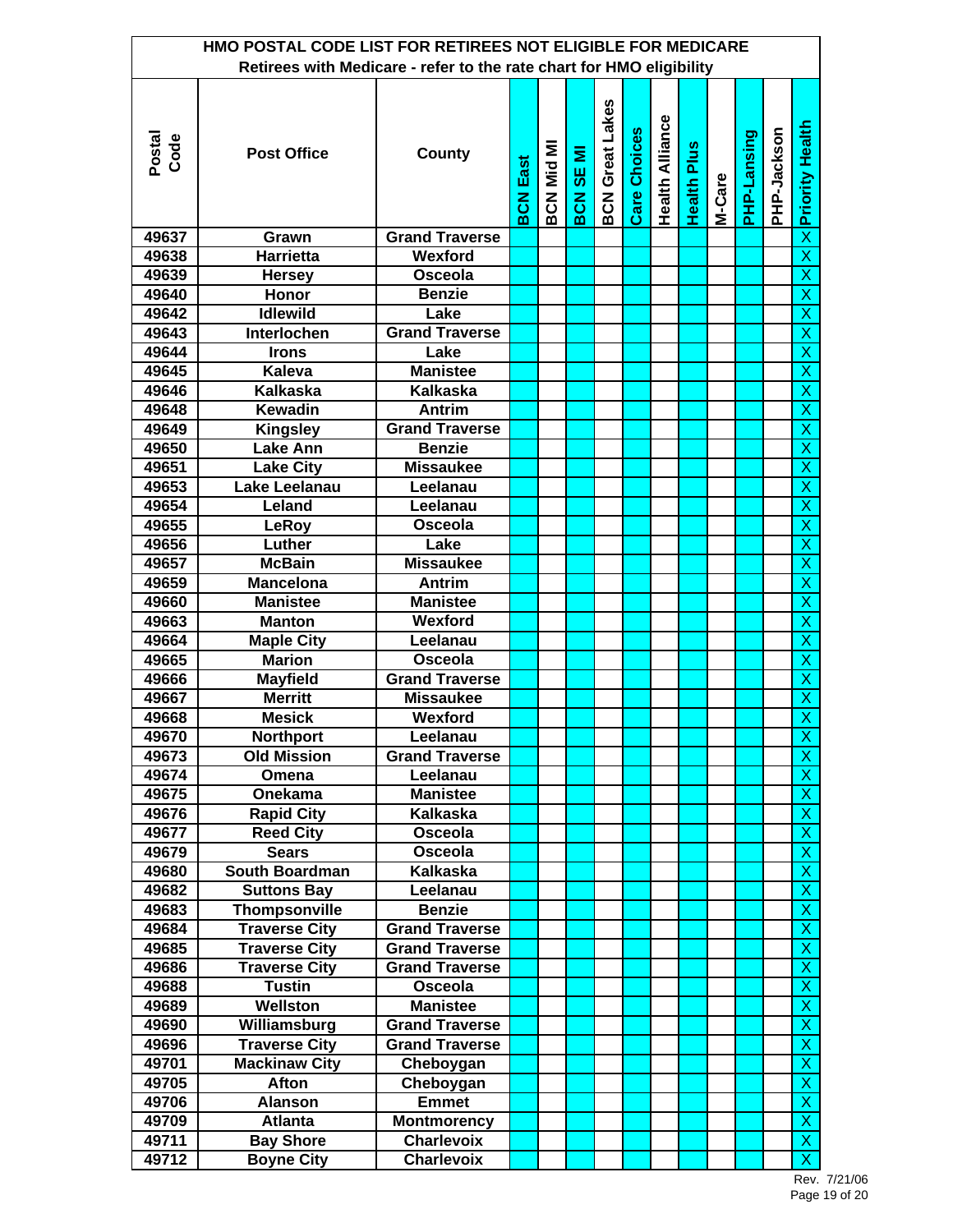# HMO POSTAL CODE LIST FOR RETIREES NOT ELIGIBLE FOR MEDICARE

**Retirees with Medicare - refer to the rate chart for HMO eligibility**

| Postal Code | Post Office | County | BCN East | BCN Mid MI | BCN SE MI | BCN Great Lakes | Care Choices | Health Alliance | Health Plus | M-Care | PHP-Lansing | PHP-Jackson | Priority Health |
|---|---|---|---|---|---|---|---|---|---|---|---|---|---|
| 49637 | Grawn | Grand Traverse | | | | | | | | | | | X |
| 49638 | Harrietta | Wexford | | | | | | | | | | | X |
| 49639 | Hersey | Osceola | | | | | | | | | | | X |
| 49640 | Honor | Benzie | | | | | | | | | | | X |
| 49642 | Idlewild | Lake | | | | | | | | | | | X |
| 49643 | Interlochen | Grand Traverse | | | | | | | | | | | X |
| 49644 | Irons | Lake | | | | | | | | | | | X |
| 49645 | Kaleva | Manistee | | | | | | | | | | | X |
| 49646 | Kalkaska | Kalkaska | | | | | | | | | | | X |
| 49648 | Kewadin | Antrim | | | | | | | | | | | X |
| 49649 | Kingsley | Grand Traverse | | | | | | | | | | | X |
| 49650 | Lake Ann | Benzie | | | | | | | | | | | X |
| 49651 | Lake City | Missaukee | | | | | | | | | | | X |
| 49653 | Lake Leelanau | Leelanau | | | | | | | | | | | X |
| 49654 | Leland | Leelanau | | | | | | | | | | | X |
| 49655 | LeRoy | Osceola | | | | | | | | | | | X |
| 49656 | Luther | Lake | | | | | | | | | | | X |
| 49657 | McBain | Missaukee | | | | | | | | | | | X |
| 49659 | Mancelona | Antrim | | | | | | | | | | | X |
| 49660 | Manistee | Manistee | | | | | | | | | | | X |
| 49663 | Manton | Wexford | | | | | | | | | | | X |
| 49664 | Maple City | Leelanau | | | | | | | | | | | X |
| 49665 | Marion | Osceola | | | | | | | | | | | X |
| 49666 | Mayfield | Grand Traverse | | | | | | | | | | | X |
| 49667 | Merritt | Missaukee | | | | | | | | | | | X |
| 49668 | Mesick | Wexford | | | | | | | | | | | X |
| 49670 | Northport | Leelanau | | | | | | | | | | | X |
| 49673 | Old Mission | Grand Traverse | | | | | | | | | | | X |
| 49674 | Omena | Leelanau | | | | | | | | | | | X |
| 49675 | Onekama | Manistee | | | | | | | | | | | X |
| 49676 | Rapid City | Kalkaska | | | | | | | | | | | X |
| 49677 | Reed City | Osceola | | | | | | | | | | | X |
| 49679 | Sears | Osceola | | | | | | | | | | | X |
| 49680 | South Boardman | Kalkaska | | | | | | | | | | | X |
| 49682 | Suttons Bay | Leelanau | | | | | | | | | | | X |
| 49683 | Thompsonville | Benzie | | | | | | | | | | | X |
| 49684 | Traverse City | Grand Traverse | | | | | | | | | | | X |
| 49685 | Traverse City | Grand Traverse | | | | | | | | | | | X |
| 49686 | Traverse City | Grand Traverse | | | | | | | | | | | X |
| 49688 | Tustin | Osceola | | | | | | | | | | | X |
| 49689 | Wellston | Manistee | | | | | | | | | | | X |
| 49690 | Williamsburg | Grand Traverse | | | | | | | | | | | X |
| 49696 | Traverse City | Grand Traverse | | | | | | | | | | | X |
| 49701 | Mackinaw City | Cheboygan | | | | | | | | | | | X |
| 49705 | Afton | Cheboygan | | | | | | | | | | | X |
| 49706 | Alanson | Emmet | | | | | | | | | | | X |
| 49709 | Atlanta | Montmorency | | | | | | | | | | | X |
| 49711 | Bay Shore | Charlevoix | | | | | | | | | | | X |
| 49712 | Boyne City | Charlevoix | | | | | | | | | | | X |

Rev. 7/21/06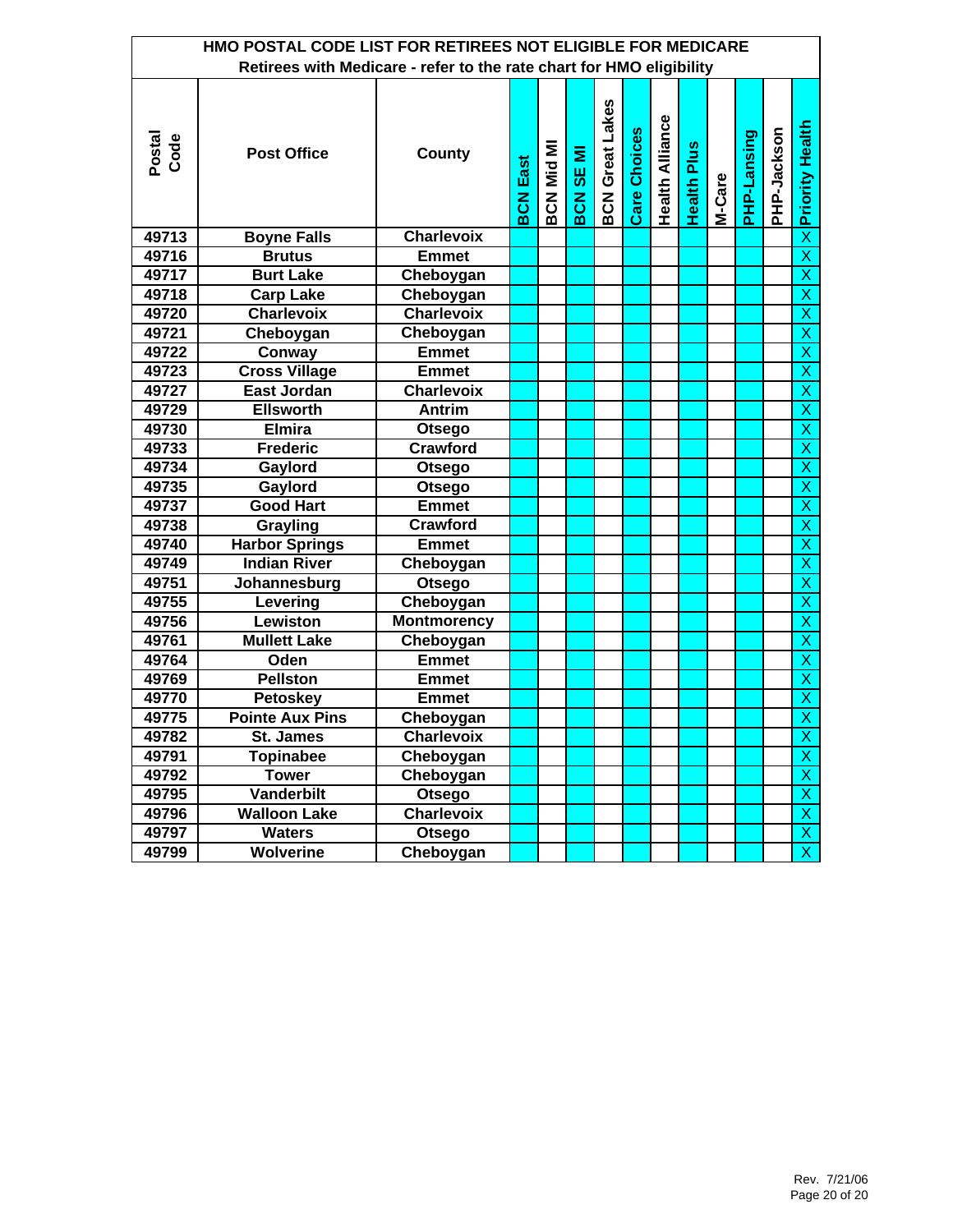| HMO POSTAL CODE LIST FOR RETIREES NOT ELIGIBLE FOR MEDICARE<br>Retirees with Medicare - refer to the rate chart for HMO eligibility | | | | | | | | | | | | | | |
|---|---|---|---|---|---|---|---|---|---|---|---|---|---|---|
| **Postal Code** | **Post Office** | **County** | **BCN East** | **BCN Mid MI** | **BCN SE MI** | **BCN Great Lakes** | **Care Choices** | **Health Alliance** | **Health Plus** | **M-Care** | **PHP-Lansing** | **PHP-Jackson** | **Priority Health** |
| 49713 | Boyne Falls | Charlevoix | | | | | | | | | | | X |
| 49716 | Brutus | Emmet | | | | | | | | | | | X |
| 49717 | Burt Lake | Cheboygan | | | | | | | | | | | X |
| 49718 | Carp Lake | Cheboygan | | | | | | | | | | | X |
| 49720 | Charlevoix | Charlevoix | | | | | | | | | | | X |
| 49721 | Cheboygan | Cheboygan | | | | | | | | | | | X |
| 49722 | Conway | Emmet | | | | | | | | | | | X |
| 49723 | Cross Village | Emmet | | | | | | | | | | | X |
| 49727 | East Jordan | Charlevoix | | | | | | | | | | | X |
| 49729 | Ellsworth | Antrim | | | | | | | | | | | X |
| 49730 | Elmira | Otsego | | | | | | | | | | | X |
| 49733 | Frederic | Crawford | | | | | | | | | | | X |
| 49734 | Gaylord | Otsego | | | | | | | | | | | X |
| 49735 | Gaylord | Otsego | | | | | | | | | | | X |
| 49737 | Good Hart | Emmet | | | | | | | | | | | X |
| 49738 | Grayling | Crawford | | | | | | | | | | | X |
| 49740 | Harbor Springs | Emmet | | | | | | | | | | | X |
| 49749 | Indian River | Cheboygan | | | | | | | | | | | X |
| 49751 | Johannesburg | Otsego | | | | | | | | | | | X |
| 49755 | Levering | Cheboygan | | | | | | | | | | | X |
| 49756 | Lewiston | Montmorency | | | | | | | | | | | X |
| 49761 | Mullett Lake | Cheboygan | | | | | | | | | | | X |
| 49764 | Oden | Emmet | | | | | | | | | | | X |
| 49769 | Pellston | Emmet | | | | | | | | | | | X |
| 49770 | Petoskey | Emmet | | | | | | | | | | | X |
| 49775 | Pointe Aux Pins | Cheboygan | | | | | | | | | | | X |
| 49782 | St. James | Charlevoix | | | | | | | | | | | X |
| 49791 | Topinabee | Cheboygan | | | | | | | | | | | X |
| 49792 | Tower | Cheboygan | | | | | | | | | | | X |
| 49795 | Vanderbilt | Otsego | | | | | | | | | | | X |
| 49796 | Walloon Lake | Charlevoix | | | | | | | | | | | X |
| 49797 | Waters | Otsego | | | | | | | | | | | X |
| 49799 | Wolverine | Cheboygan | | | | | | | | | | | X |

Rev. 7/21/06